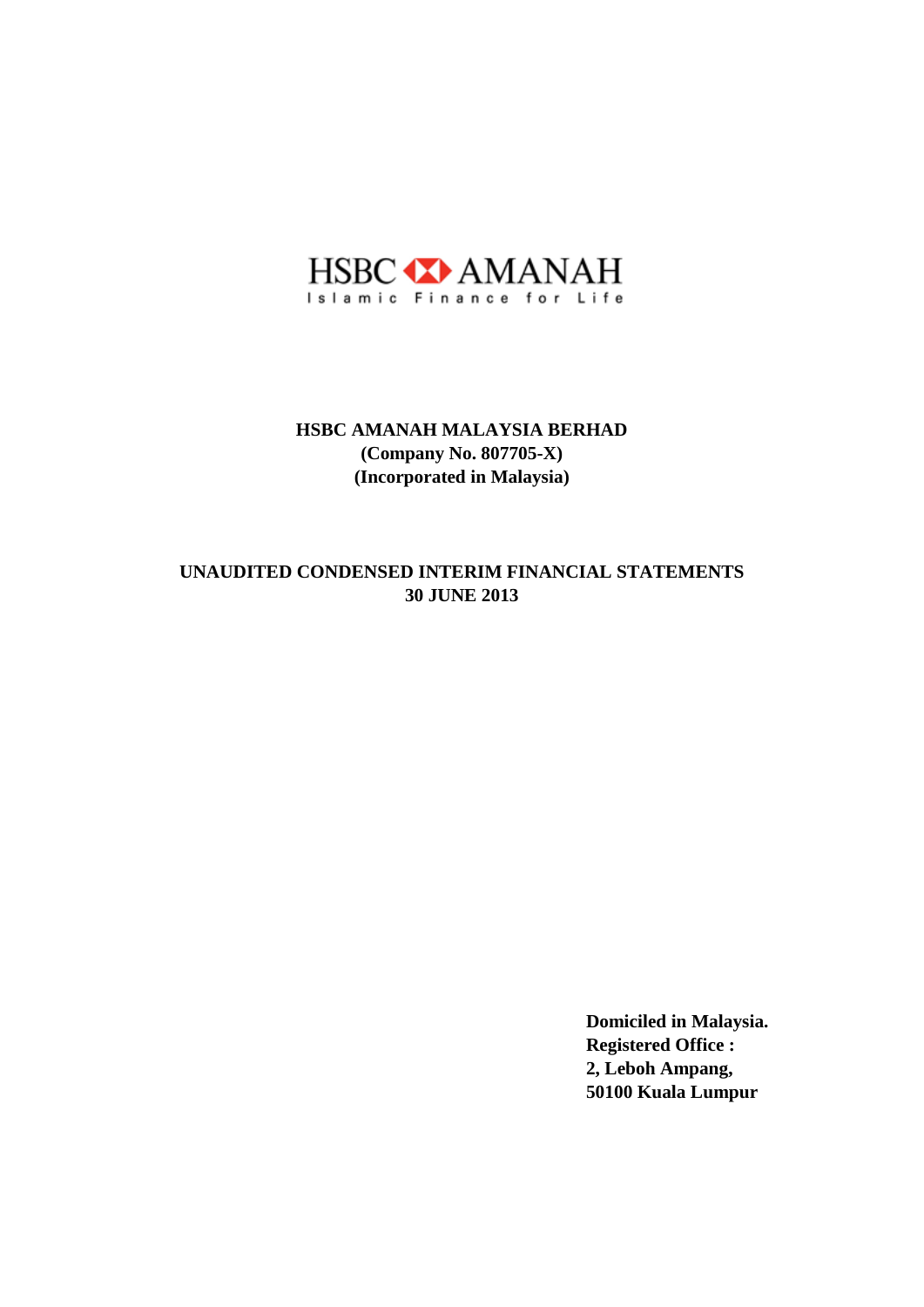HSBC AMANAH
Islamic Finance for Life

# HSBC AMANAH MALAYSIA BERHAD
**(Company No. 807705-X)**
**(Incorporated in Malaysia)**

## UNAUDITED CONDENSED INTERIM FINANCIAL STATEMENTS
## 30 JUNE 2013

**Domiciled in Malaysia.**
**Registered Office :**
**2, Leboh Ampang,**
**50100 Kuala Lumpur**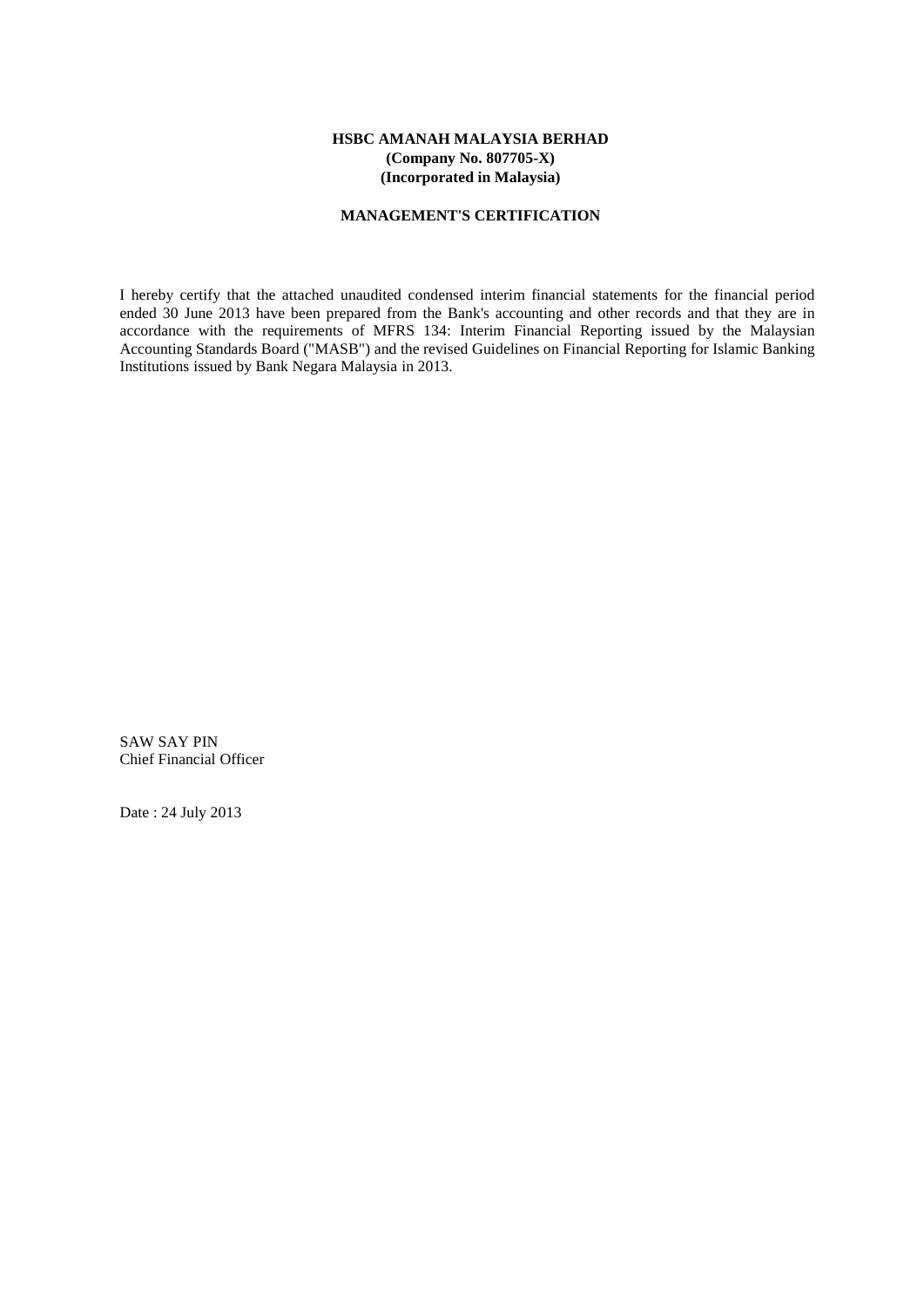**HSBC AMANAH MALAYSIA BERHAD**
**(Company No. 807705-X)**
**(Incorporated in Malaysia)**

## MANAGEMENT'S CERTIFICATION

I hereby certify that the attached unaudited condensed interim financial statements for the financial period ended 30 June 2013 have been prepared from the Bank's accounting and other records and that they are in accordance with the requirements of MFRS 134: Interim Financial Reporting issued by the Malaysian Accounting Standards Board ("MASB") and the revised Guidelines on Financial Reporting for Islamic Banking Institutions issued by Bank Negara Malaysia in 2013.

SAW SAY PIN
Chief Financial Officer

Date : 24 July 2013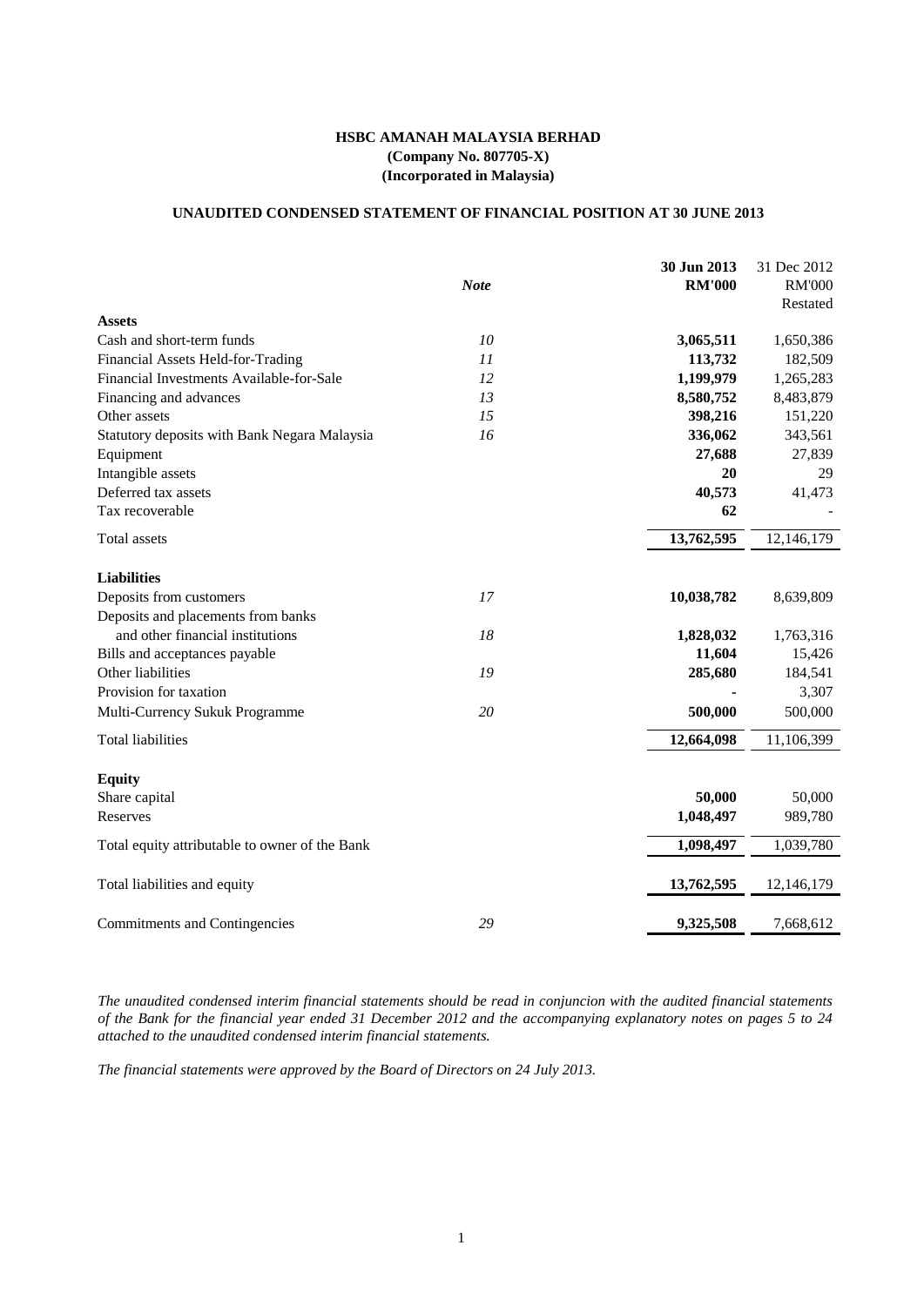**HSBC AMANAH MALAYSIA BERHAD**
**(Company No. 807705-X)**
**(Incorporated in Malaysia)**

**UNAUDITED CONDENSED STATEMENT OF FINANCIAL POSITION AT 30 JUNE 2013**

| | *Note* | **30 Jun 2013 RM'000** | 31 Dec 2012 RM'000 Restated |
|---|---|---|---|
| **Assets** | | | |
| Cash and short-term funds | *10* | **3,065,511** | 1,650,386 |
| Financial Assets Held-for-Trading | *11* | **113,732** | 182,509 |
| Financial Investments Available-for-Sale | *12* | **1,199,979** | 1,265,283 |
| Financing and advances | *13* | **8,580,752** | 8,483,879 |
| Other assets | *15* | **398,216** | 151,220 |
| Statutory deposits with Bank Negara Malaysia | *16* | **336,062** | 343,561 |
| Equipment | | **27,688** | 27,839 |
| Intangible assets | | **20** | 29 |
| Deferred tax assets | | **40,573** | 41,473 |
| Tax recoverable | | **62** | - |
| Total assets | | **13,762,595** | 12,146,179 |
| **Liabilities** | | | |
| Deposits from customers | *17* | **10,038,782** | 8,639,809 |
| Deposits and placements from banks and other financial institutions | *18* | **1,828,032** | 1,763,316 |
| Bills and acceptances payable | | **11,604** | 15,426 |
| Other liabilities | *19* | **285,680** | 184,541 |
| Provision for taxation | | **-** | 3,307 |
| Multi-Currency Sukuk Programme | *20* | **500,000** | 500,000 |
| Total liabilities | | **12,664,098** | 11,106,399 |
| **Equity** | | | |
| Share capital | | **50,000** | 50,000 |
| Reserves | | **1,048,497** | 989,780 |
| Total equity attributable to owner of the Bank | | **1,098,497** | 1,039,780 |
| Total liabilities and equity | | **13,762,595** | 12,146,179 |
| Commitments and Contingencies | *29* | **9,325,508** | 7,668,612 |

*The unaudited condensed interim financial statements should be read in conjuncion with the audited financial statements of the Bank for the financial year ended 31 December 2012 and the accompanying explanatory notes on pages 5 to 24 attached to the unaudited condensed interim financial statements.*

*The financial statements were approved by the Board of Directors on 24 July 2013.*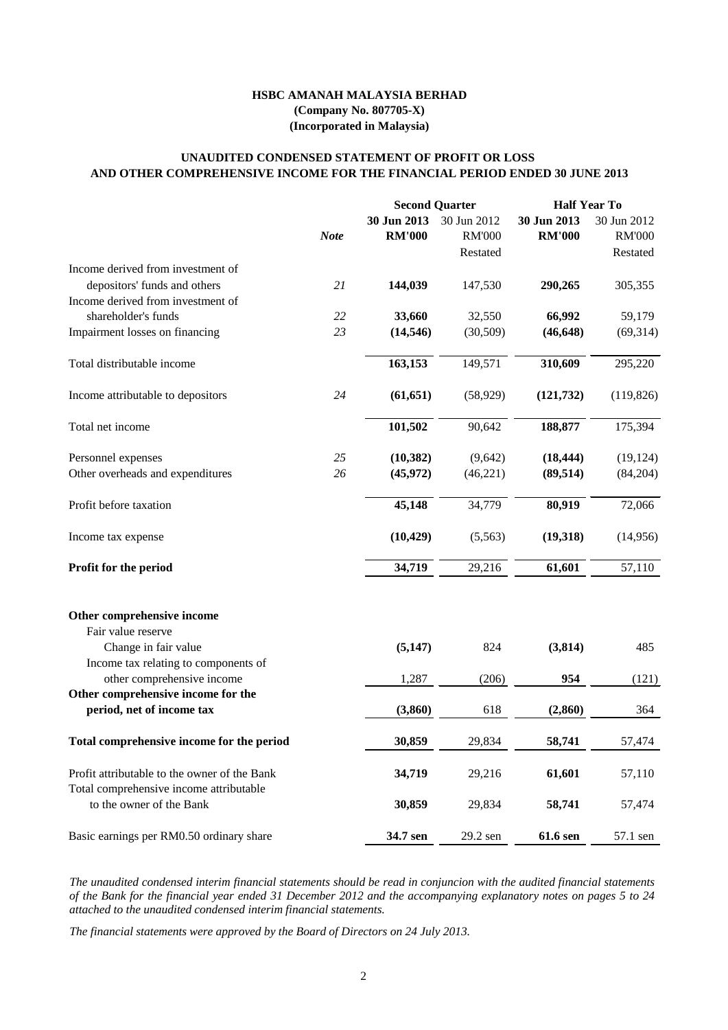**HSBC AMANAH MALAYSIA BERHAD**
**(Company No. 807705-X)**
**(Incorporated in Malaysia)**

**UNAUDITED CONDENSED STATEMENT OF PROFIT OR LOSS AND OTHER COMPREHENSIVE INCOME FOR THE FINANCIAL PERIOD ENDED 30 JUNE 2013**

| | | Second Quarter | | Half Year To | |
|---|---|---|---|---|---|
| | | **30 Jun 2013** | 30 Jun 2012 | **30 Jun 2013** | 30 Jun 2012 |
| | *Note* | **RM'000** | RM'000 | **RM'000** | RM'000 |
| | | | Restated | | Restated |
| Income derived from investment of depositors' funds and others | *21* | **144,039** | 147,530 | **290,265** | 305,355 |
| Income derived from investment of shareholder's funds | *22* | **33,660** | 32,550 | **66,992** | 59,179 |
| Impairment losses on financing | *23* | **(14,546)** | (30,509) | **(46,648)** | (69,314) |
| Total distributable income | | **163,153** | 149,571 | **310,609** | 295,220 |
| Income attributable to depositors | *24* | **(61,651)** | (58,929) | **(121,732)** | (119,826) |
| Total net income | | **101,502** | 90,642 | **188,877** | 175,394 |
| Personnel expenses | *25* | **(10,382)** | (9,642) | **(18,444)** | (19,124) |
| Other overheads and expenditures | *26* | **(45,972)** | (46,221) | **(89,514)** | (84,204) |
| Profit before taxation | | **45,148** | 34,779 | **80,919** | 72,066 |
| Income tax expense | | **(10,429)** | (5,563) | **(19,318)** | (14,956) |
| **Profit for the period** | | **34,719** | 29,216 | **61,601** | 57,110 |
| **Other comprehensive income** | | | | | |
| Fair value reserve | | | | | |
| Change in fair value | | **(5,147)** | 824 | **(3,814)** | 485 |
| Income tax relating to components of other comprehensive income | | 1,287 | (206) | **954** | (121) |
| **Other comprehensive income for the period, net of income tax** | | **(3,860)** | 618 | **(2,860)** | 364 |
| **Total comprehensive income for the period** | | **30,859** | 29,834 | **58,741** | 57,474 |
| Profit attributable to the owner of the Bank | | **34,719** | 29,216 | **61,601** | 57,110 |
| Total comprehensive income attributable to the owner of the Bank | | **30,859** | 29,834 | **58,741** | 57,474 |
| Basic earnings per RM0.50 ordinary share | | **34.7 sen** | 29.2 sen | **61.6 sen** | 57.1 sen |

*The unaudited condensed interim financial statements should be read in conjuncion with the audited financial statements of the Bank for the financial year ended 31 December 2012 and the accompanying explanatory notes on pages 5 to 24 attached to the unaudited condensed interim financial statements.*

*The financial statements were approved by the Board of Directors on 24 July 2013.*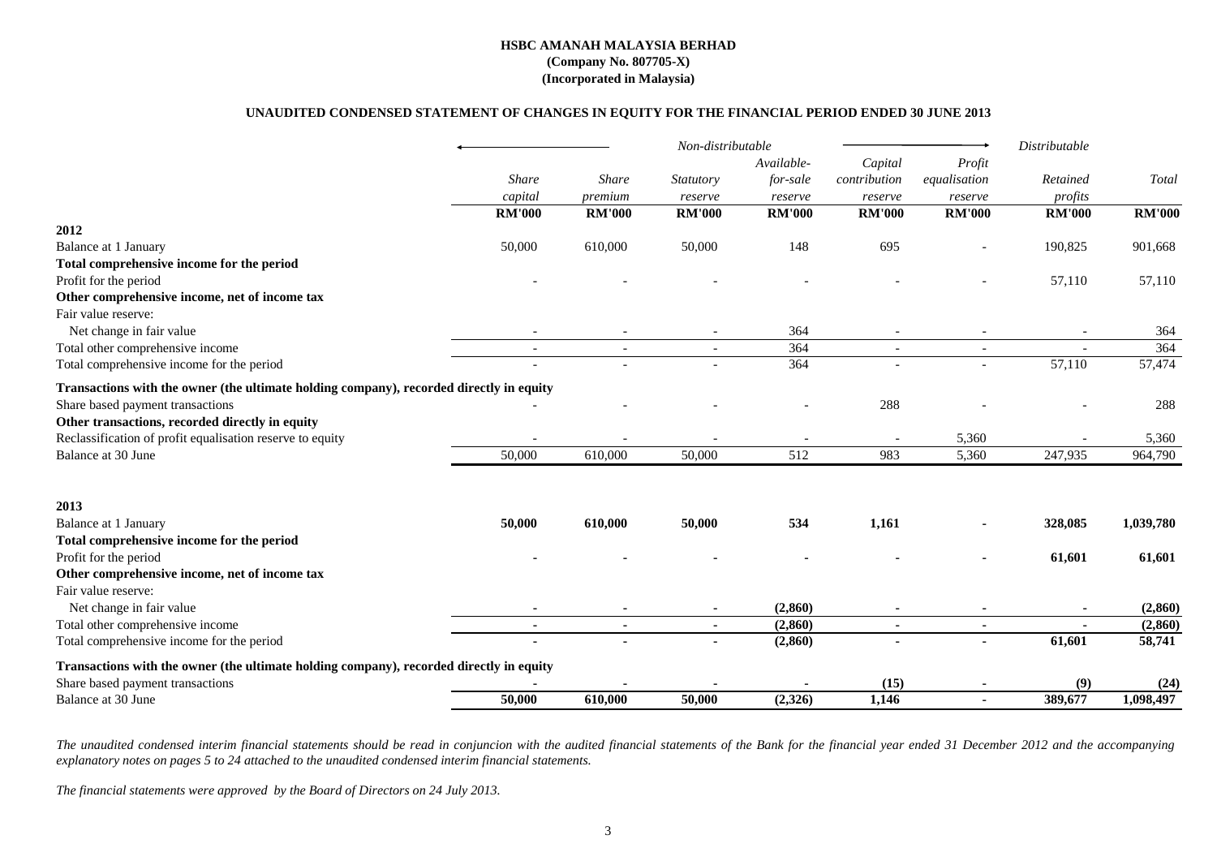**HSBC AMANAH MALAYSIA BERHAD**
**(Company No. 807705-X)**
**(Incorporated in Malaysia)**

**UNAUDITED CONDENSED STATEMENT OF CHANGES IN EQUITY FOR THE FINANCIAL PERIOD ENDED 30 JUNE 2013**

| | *Non-distributable* | | | | | | *Distributable* | |
|---|---|---|---|---|---|---|---|---|
| | *Share capital* | *Share premium* | *Statutory reserve* | *Available-for-sale reserve* | *Capital contribution reserve* | *Profit equalisation reserve* | *Retained profits* | *Total* |
| | **RM'000** | **RM'000** | **RM'000** | **RM'000** | **RM'000** | **RM'000** | **RM'000** | **RM'000** |
| **2012** | | | | | | | | |
| Balance at 1 January | 50,000 | 610,000 | 50,000 | 148 | 695 | - | 190,825 | 901,668 |
| **Total comprehensive income for the period** | | | | | | | | |
| Profit for the period | - | - | - | - | - | - | 57,110 | 57,110 |
| **Other comprehensive income, net of income tax** | | | | | | | | |
| Fair value reserve: | | | | | | | | |
| Net change in fair value | - | - | - | 364 | - | - | - | 364 |
| Total other comprehensive income | - | - | - | 364 | - | - | - | 364 |
| Total comprehensive income for the period | - | - | - | 364 | - | - | 57,110 | 57,474 |
| **Transactions with the owner (the ultimate holding company), recorded directly in equity** | | | | | | | | |
| Share based payment transactions | - | - | - | - | 288 | - | - | 288 |
| **Other transactions, recorded directly in equity** | | | | | | | | |
| Reclassification of profit equalisation reserve to equity | - | - | - | - | - | 5,360 | - | 5,360 |
| Balance at 30 June | 50,000 | 610,000 | 50,000 | 512 | 983 | 5,360 | 247,935 | 964,790 |
| **2013** | | | | | | | | |
| Balance at 1 January | **50,000** | **610,000** | **50,000** | **534** | **1,161** | **-** | **328,085** | **1,039,780** |
| **Total comprehensive income for the period** | | | | | | | | |
| Profit for the period | **-** | **-** | **-** | **-** | **-** | **-** | **61,601** | **61,601** |
| **Other comprehensive income, net of income tax** | | | | | | | | |
| Fair value reserve: | | | | | | | | |
| Net change in fair value | **-** | **-** | **-** | **(2,860)** | **-** | **-** | **-** | **(2,860)** |
| Total other comprehensive income | **-** | **-** | **-** | **(2,860)** | **-** | **-** | **-** | **(2,860)** |
| Total comprehensive income for the period | **-** | **-** | **-** | **(2,860)** | **-** | **-** | **61,601** | **58,741** |
| **Transactions with the owner (the ultimate holding company), recorded directly in equity** | | | | | | | | |
| Share based payment transactions | **-** | **-** | **-** | **-** | **(15)** | **-** | **(9)** | **(24)** |
| Balance at 30 June | **50,000** | **610,000** | **50,000** | **(2,326)** | **1,146** | **-** | **389,677** | **1,098,497** |

*The unaudited condensed interim financial statements should be read in conjuncion with the audited financial statements of the Bank for the financial year ended 31 December 2012 and the accompanying explanatory notes on pages 5 to 24 attached to the unaudited condensed interim financial statements.*

*The financial statements were approved by the Board of Directors on 24 July 2013.*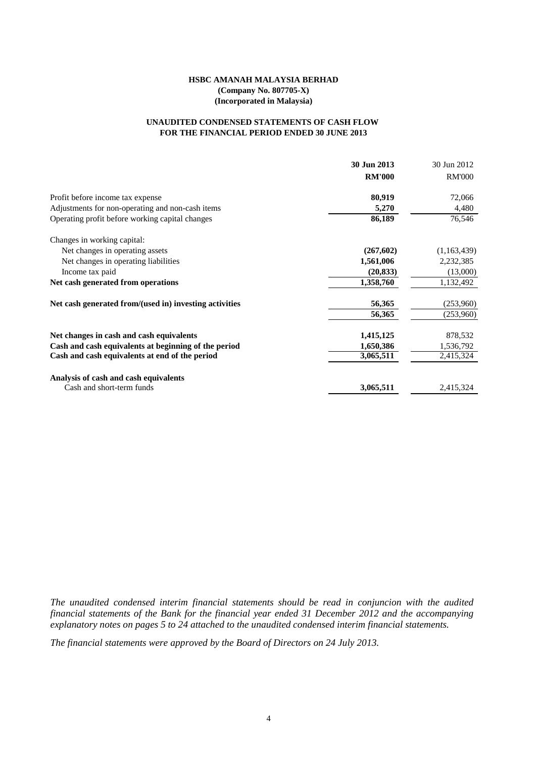**HSBC AMANAH MALAYSIA BERHAD**
**(Company No. 807705-X)**
**(Incorporated in Malaysia)**

**UNAUDITED CONDENSED STATEMENTS OF CASH FLOW**
**FOR THE FINANCIAL PERIOD ENDED 30 JUNE 2013**

| | **30 Jun 2013** | 30 Jun 2012 |
|---|---|---|
| | **RM'000** | RM'000 |
| Profit before income tax expense | **80,919** | 72,066 |
| Adjustments for non-operating and non-cash items | **5,270** | 4,480 |
| Operating profit before working capital changes | **86,189** | 76,546 |
| Changes in working capital: | | |
| Net changes in operating assets | **(267,602)** | (1,163,439) |
| Net changes in operating liabilities | **1,561,006** | 2,232,385 |
| Income tax paid | **(20,833)** | (13,000) |
| **Net cash generated from operations** | **1,358,760** | 1,132,492 |
| **Net cash generated from/(used in) investing activities** | **56,365** | (253,960) |
| | **56,365** | (253,960) |
| **Net changes in cash and cash equivalents** | **1,415,125** | 878,532 |
| **Cash and cash equivalents at beginning of the period** | **1,650,386** | 1,536,792 |
| **Cash and cash equivalents at end of the period** | **3,065,511** | 2,415,324 |
| **Analysis of cash and cash equivalents** | | |
| Cash and short-term funds | **3,065,511** | 2,415,324 |

*The unaudited condensed interim financial statements should be read in conjuncion with the audited financial statements of the Bank for the financial year ended 31 December 2012 and the accompanying explanatory notes on pages 5 to 24 attached to the unaudited condensed interim financial statements.*

*The financial statements were approved by the Board of Directors on 24 July 2013.*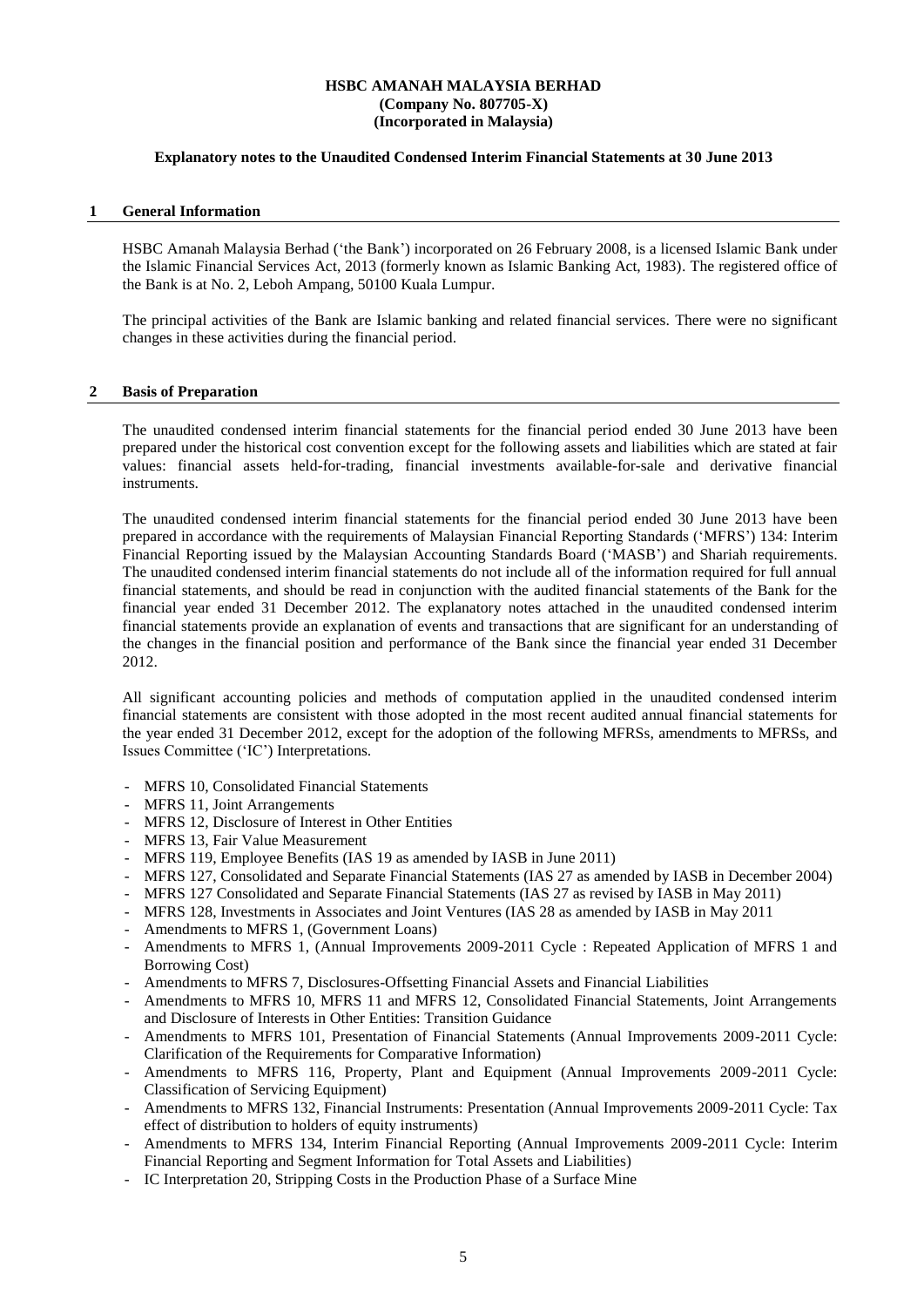**HSBC AMANAH MALAYSIA BERHAD**
**(Company No. 807705-X)**
**(Incorporated in Malaysia)**

**Explanatory notes to the Unaudited Condensed Interim Financial Statements at 30 June 2013**

## 1 General Information

HSBC Amanah Malaysia Berhad ('the Bank') incorporated on 26 February 2008, is a licensed Islamic Bank under the Islamic Financial Services Act, 2013 (formerly known as Islamic Banking Act, 1983). The registered office of the Bank is at No. 2, Leboh Ampang, 50100 Kuala Lumpur.

The principal activities of the Bank are Islamic banking and related financial services. There were no significant changes in these activities during the financial period.

## 2 Basis of Preparation

The unaudited condensed interim financial statements for the financial period ended 30 June 2013 have been prepared under the historical cost convention except for the following assets and liabilities which are stated at fair values: financial assets held-for-trading, financial investments available-for-sale and derivative financial instruments.

The unaudited condensed interim financial statements for the financial period ended 30 June 2013 have been prepared in accordance with the requirements of Malaysian Financial Reporting Standards ('MFRS') 134: Interim Financial Reporting issued by the Malaysian Accounting Standards Board ('MASB') and Shariah requirements. The unaudited condensed interim financial statements do not include all of the information required for full annual financial statements, and should be read in conjunction with the audited financial statements of the Bank for the financial year ended 31 December 2012. The explanatory notes attached in the unaudited condensed interim financial statements provide an explanation of events and transactions that are significant for an understanding of the changes in the financial position and performance of the Bank since the financial year ended 31 December 2012.

All significant accounting policies and methods of computation applied in the unaudited condensed interim financial statements are consistent with those adopted in the most recent audited annual financial statements for the year ended 31 December 2012, except for the adoption of the following MFRSs, amendments to MFRSs, and Issues Committee ('IC') Interpretations.

- MFRS 10, Consolidated Financial Statements
- MFRS 11, Joint Arrangements
- MFRS 12, Disclosure of Interest in Other Entities
- MFRS 13, Fair Value Measurement
- MFRS 119, Employee Benefits (IAS 19 as amended by IASB in June 2011)
- MFRS 127, Consolidated and Separate Financial Statements (IAS 27 as amended by IASB in December 2004)
- MFRS 127 Consolidated and Separate Financial Statements (IAS 27 as revised by IASB in May 2011)
- MFRS 128, Investments in Associates and Joint Ventures (IAS 28 as amended by IASB in May 2011
- Amendments to MFRS 1, (Government Loans)
- Amendments to MFRS 1, (Annual Improvements 2009-2011 Cycle : Repeated Application of MFRS 1 and Borrowing Cost)
- Amendments to MFRS 7, Disclosures-Offsetting Financial Assets and Financial Liabilities
- Amendments to MFRS 10, MFRS 11 and MFRS 12, Consolidated Financial Statements, Joint Arrangements and Disclosure of Interests in Other Entities: Transition Guidance
- Amendments to MFRS 101, Presentation of Financial Statements (Annual Improvements 2009-2011 Cycle: Clarification of the Requirements for Comparative Information)
- Amendments to MFRS 116, Property, Plant and Equipment (Annual Improvements 2009-2011 Cycle: Classification of Servicing Equipment)
- Amendments to MFRS 132, Financial Instruments: Presentation (Annual Improvements 2009-2011 Cycle: Tax effect of distribution to holders of equity instruments)
- Amendments to MFRS 134, Interim Financial Reporting (Annual Improvements 2009-2011 Cycle: Interim Financial Reporting and Segment Information for Total Assets and Liabilities)
- IC Interpretation 20, Stripping Costs in the Production Phase of a Surface Mine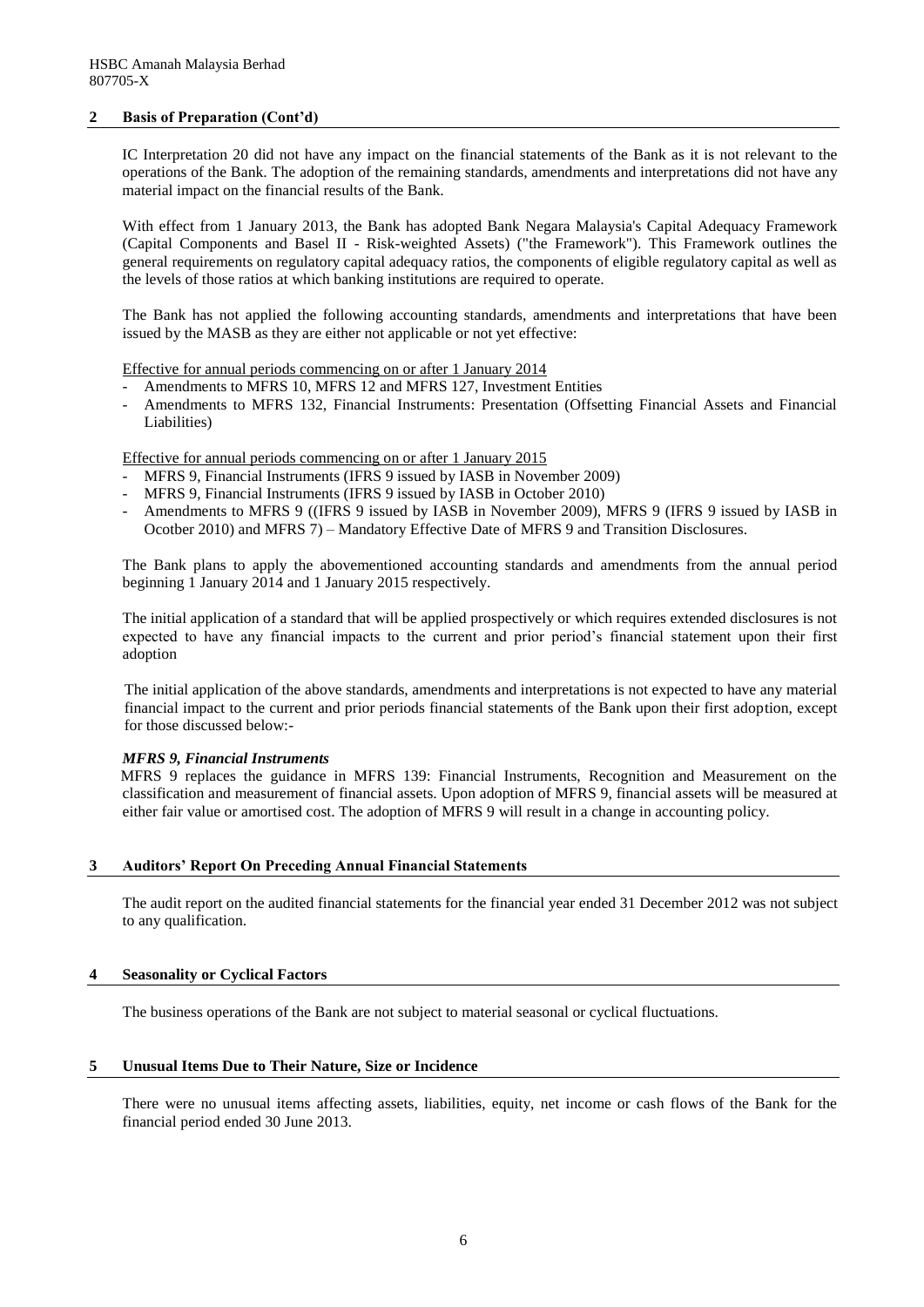## 2 Basis of Preparation (Cont'd)

IC Interpretation 20 did not have any impact on the financial statements of the Bank as it is not relevant to the operations of the Bank. The adoption of the remaining standards, amendments and interpretations did not have any material impact on the financial results of the Bank.

With effect from 1 January 2013, the Bank has adopted Bank Negara Malaysia's Capital Adequacy Framework (Capital Components and Basel II - Risk-weighted Assets) ("the Framework"). This Framework outlines the general requirements on regulatory capital adequacy ratios, the components of eligible regulatory capital as well as the levels of those ratios at which banking institutions are required to operate.

The Bank has not applied the following accounting standards, amendments and interpretations that have been issued by the MASB as they are either not applicable or not yet effective:

Effective for annual periods commencing on or after 1 January 2014

- Amendments to MFRS 10, MFRS 12 and MFRS 127, Investment Entities
- Amendments to MFRS 132, Financial Instruments: Presentation (Offsetting Financial Assets and Financial Liabilities)

Effective for annual periods commencing on or after 1 January 2015

- MFRS 9, Financial Instruments (IFRS 9 issued by IASB in November 2009)
- MFRS 9, Financial Instruments (IFRS 9 issued by IASB in October 2010)
- Amendments to MFRS 9 ((IFRS 9 issued by IASB in November 2009), MFRS 9 (IFRS 9 issued by IASB in Ocotber 2010) and MFRS 7) – Mandatory Effective Date of MFRS 9 and Transition Disclosures.

The Bank plans to apply the abovementioned accounting standards and amendments from the annual period beginning 1 January 2014 and 1 January 2015 respectively.

The initial application of a standard that will be applied prospectively or which requires extended disclosures is not expected to have any financial impacts to the current and prior period's financial statement upon their first adoption

The initial application of the above standards, amendments and interpretations is not expected to have any material financial impact to the current and prior periods financial statements of the Bank upon their first adoption, except for those discussed below:-

***MFRS 9, Financial Instruments***

MFRS 9 replaces the guidance in MFRS 139: Financial Instruments, Recognition and Measurement on the classification and measurement of financial assets. Upon adoption of MFRS 9, financial assets will be measured at either fair value or amortised cost. The adoption of MFRS 9 will result in a change in accounting policy.

## 3 Auditors' Report On Preceding Annual Financial Statements

The audit report on the audited financial statements for the financial year ended 31 December 2012 was not subject to any qualification.

## 4 Seasonality or Cyclical Factors

The business operations of the Bank are not subject to material seasonal or cyclical fluctuations.

## 5 Unusual Items Due to Their Nature, Size or Incidence

There were no unusual items affecting assets, liabilities, equity, net income or cash flows of the Bank for the financial period ended 30 June 2013.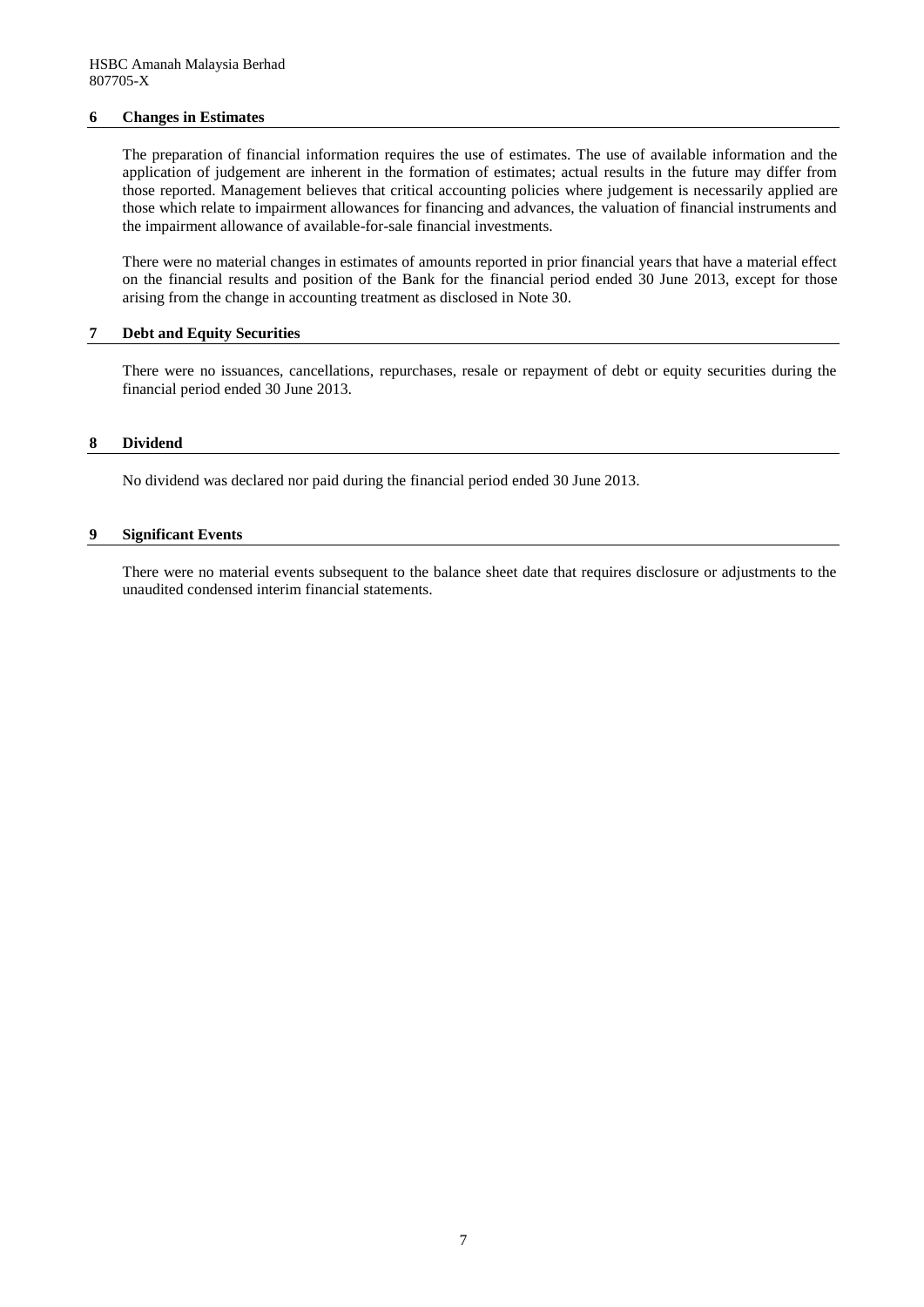## 6 Changes in Estimates

The preparation of financial information requires the use of estimates. The use of available information and the application of judgement are inherent in the formation of estimates; actual results in the future may differ from those reported. Management believes that critical accounting policies where judgement is necessarily applied are those which relate to impairment allowances for financing and advances, the valuation of financial instruments and the impairment allowance of available-for-sale financial investments.

There were no material changes in estimates of amounts reported in prior financial years that have a material effect on the financial results and position of the Bank for the financial period ended 30 June 2013, except for those arising from the change in accounting treatment as disclosed in Note 30.

## 7 Debt and Equity Securities

There were no issuances, cancellations, repurchases, resale or repayment of debt or equity securities during the financial period ended 30 June 2013.

## 8 Dividend

No dividend was declared nor paid during the financial period ended 30 June 2013.

## 9 Significant Events

There were no material events subsequent to the balance sheet date that requires disclosure or adjustments to the unaudited condensed interim financial statements.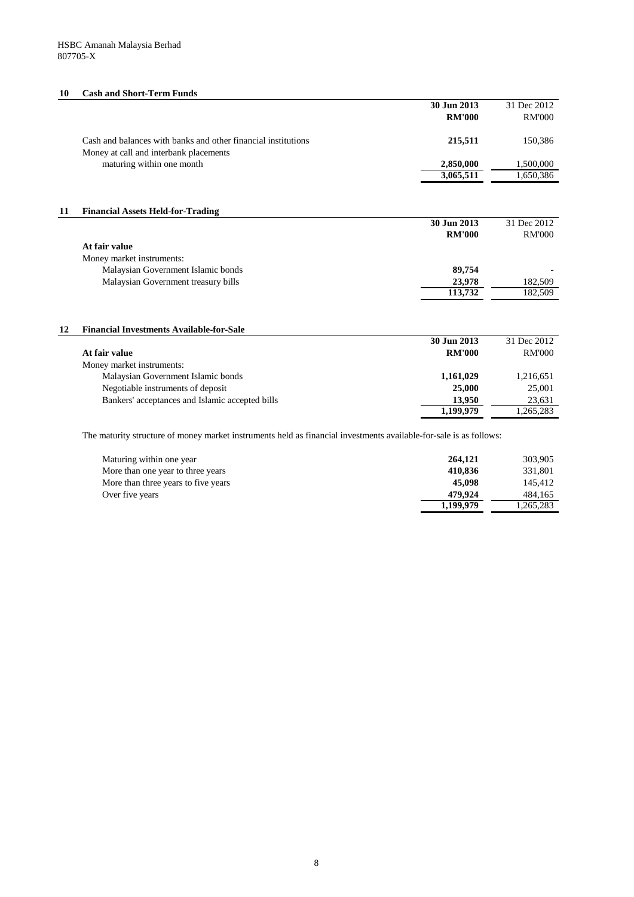HSBC Amanah Malaysia Berhad
807705-X

## 10 Cash and Short-Term Funds

| | 30 Jun 2013 RM'000 | 31 Dec 2012 RM'000 |
|---|---|---|
| Cash and balances with banks and other financial institutions | **215,511** | 150,386 |
| Money at call and interbank placements maturing within one month | **2,850,000** | 1,500,000 |
| | **3,065,511** | 1,650,386 |

## 11 Financial Assets Held-for-Trading

| | 30 Jun 2013 RM'000 | 31 Dec 2012 RM'000 |
|---|---|---|
| **At fair value** | | |
| Money market instruments: | | |
| Malaysian Government Islamic bonds | **89,754** | - |
| Malaysian Government treasury bills | **23,978** | 182,509 |
| | **113,732** | 182,509 |

## 12 Financial Investments Available-for-Sale

| | 30 Jun 2013 RM'000 | 31 Dec 2012 RM'000 |
|---|---|---|
| **At fair value** | | |
| Money market instruments: | | |
| Malaysian Government Islamic bonds | **1,161,029** | 1,216,651 |
| Negotiable instruments of deposit | **25,000** | 25,001 |
| Bankers' acceptances and Islamic accepted bills | **13,950** | 23,631 |
| | **1,199,979** | 1,265,283 |

The maturity structure of money market instruments held as financial investments available-for-sale is as follows:

| | 30 Jun 2013 | 31 Dec 2012 |
|---|---|---|
| Maturing within one year | **264,121** | 303,905 |
| More than one year to three years | **410,836** | 331,801 |
| More than three years to five years | **45,098** | 145,412 |
| Over five years | **479,924** | 484,165 |
| | **1,199,979** | 1,265,283 |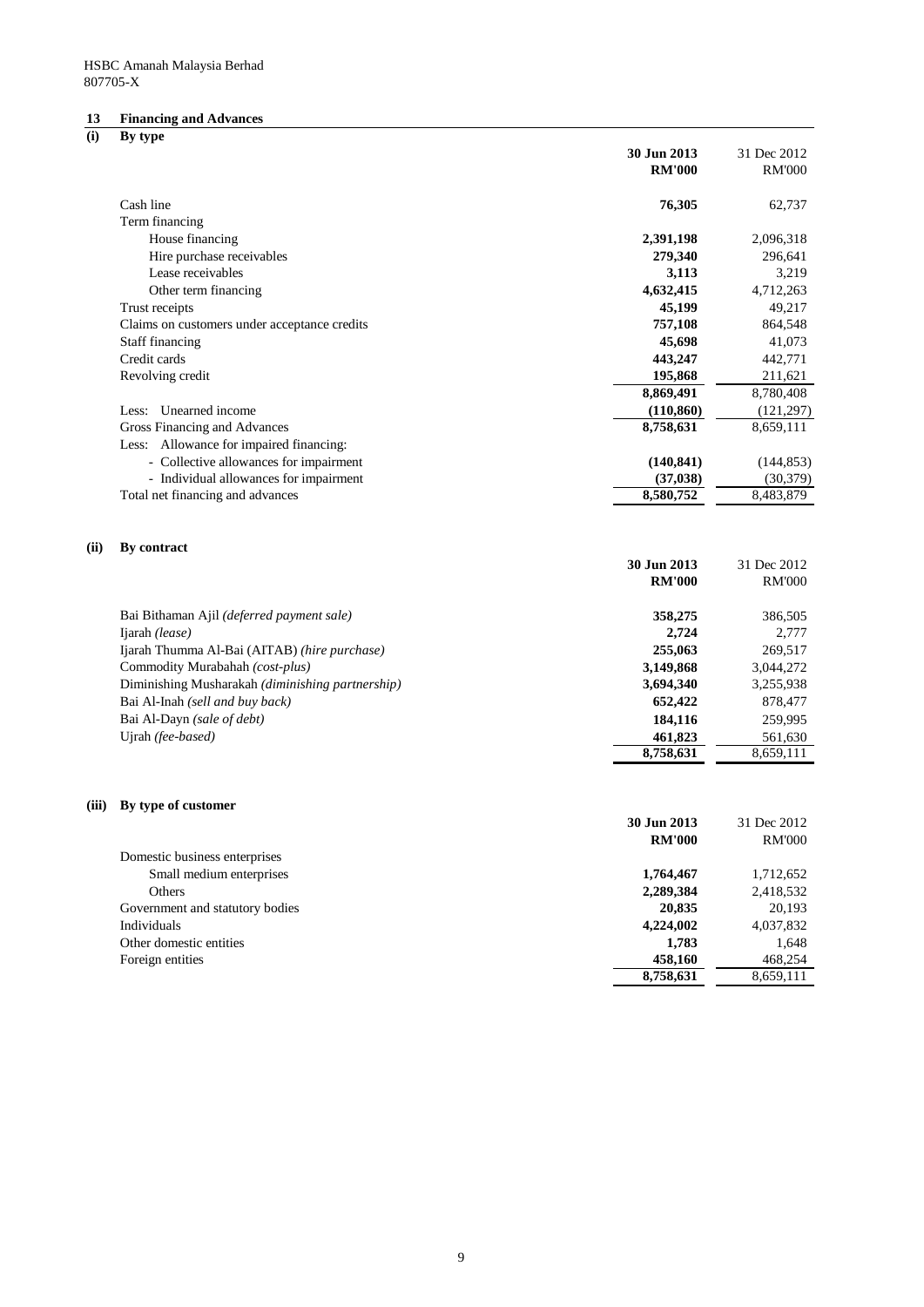HSBC Amanah Malaysia Berhad
807705-X

## 13 Financing and Advances

### (i) By type

| | 30 Jun 2013<br>RM'000 | 31 Dec 2012<br>RM'000 |
|---|---|---|
| Cash line | **76,305** | 62,737 |
| Term financing | | |
| House financing | **2,391,198** | 2,096,318 |
| Hire purchase receivables | **279,340** | 296,641 |
| Lease receivables | **3,113** | 3,219 |
| Other term financing | **4,632,415** | 4,712,263 |
| Trust receipts | **45,199** | 49,217 |
| Claims on customers under acceptance credits | **757,108** | 864,548 |
| Staff financing | **45,698** | 41,073 |
| Credit cards | **443,247** | 442,771 |
| Revolving credit | **195,868** | 211,621 |
| | **8,869,491** | 8,780,408 |
| Less: Unearned income | **(110,860)** | (121,297) |
| Gross Financing and Advances | **8,758,631** | 8,659,111 |
| Less: Allowance for impaired financing: | | |
| - Collective allowances for impairment | **(140,841)** | (144,853) |
| - Individual allowances for impairment | **(37,038)** | (30,379) |
| Total net financing and advances | **8,580,752** | 8,483,879 |

### (ii) By contract

| | 30 Jun 2013<br>RM'000 | 31 Dec 2012<br>RM'000 |
|---|---|---|
| Bai Bithaman Ajil *(deferred payment sale)* | **358,275** | 386,505 |
| Ijarah *(lease)* | **2,724** | 2,777 |
| Ijarah Thumma Al-Bai (AITAB) *(hire purchase)* | **255,063** | 269,517 |
| Commodity Murabahah *(cost-plus)* | **3,149,868** | 3,044,272 |
| Diminishing Musharakah *(diminishing partnership)* | **3,694,340** | 3,255,938 |
| Bai Al-Inah *(sell and buy back)* | **652,422** | 878,477 |
| Bai Al-Dayn *(sale of debt)* | **184,116** | 259,995 |
| Ujrah *(fee-based)* | **461,823** | 561,630 |
| | **8,758,631** | 8,659,111 |

### (iii) By type of customer

| | 30 Jun 2013<br>RM'000 | 31 Dec 2012<br>RM'000 |
|---|---|---|
| Domestic business enterprises | | |
| Small medium enterprises | **1,764,467** | 1,712,652 |
| Others | **2,289,384** | 2,418,532 |
| Government and statutory bodies | **20,835** | 20,193 |
| Individuals | **4,224,002** | 4,037,832 |
| Other domestic entities | **1,783** | 1,648 |
| Foreign entities | **458,160** | 468,254 |
| | **8,758,631** | 8,659,111 |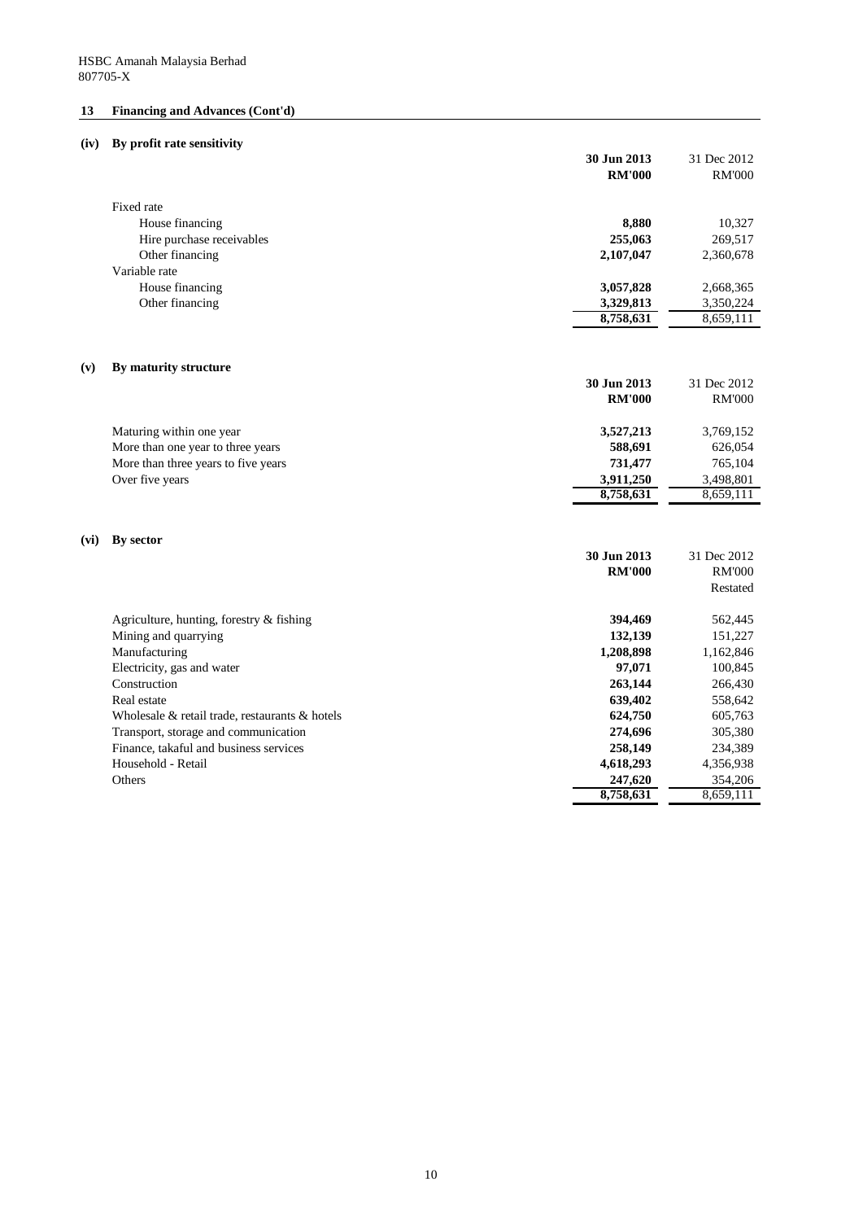HSBC Amanah Malaysia Berhad
807705-X

## 13 Financing and Advances (Cont'd)

### (iv) By profit rate sensitivity

| | 30 Jun 2013 | 31 Dec 2012 |
|---|---|---|
| | RM'000 | RM'000 |
| Fixed rate | | |
| House financing | **8,880** | 10,327 |
| Hire purchase receivables | **255,063** | 269,517 |
| Other financing | **2,107,047** | 2,360,678 |
| Variable rate | | |
| House financing | **3,057,828** | 2,668,365 |
| Other financing | **3,329,813** | 3,350,224 |
| | **8,758,631** | 8,659,111 |

### (v) By maturity structure

| | 30 Jun 2013 | 31 Dec 2012 |
|---|---|---|
| | RM'000 | RM'000 |
| Maturing within one year | **3,527,213** | 3,769,152 |
| More than one year to three years | **588,691** | 626,054 |
| More than three years to five years | **731,477** | 765,104 |
| Over five years | **3,911,250** | 3,498,801 |
| | **8,758,631** | 8,659,111 |

### (vi) By sector

| | 30 Jun 2013 | 31 Dec 2012 |
|---|---|---|
| | RM'000 | RM'000 |
| | | Restated |
| Agriculture, hunting, forestry & fishing | **394,469** | 562,445 |
| Mining and quarrying | **132,139** | 151,227 |
| Manufacturing | **1,208,898** | 1,162,846 |
| Electricity, gas and water | **97,071** | 100,845 |
| Construction | **263,144** | 266,430 |
| Real estate | **639,402** | 558,642 |
| Wholesale & retail trade, restaurants & hotels | **624,750** | 605,763 |
| Transport, storage and communication | **274,696** | 305,380 |
| Finance, takaful and business services | **258,149** | 234,389 |
| Household - Retail | **4,618,293** | 4,356,938 |
| Others | **247,620** | 354,206 |
| | **8,758,631** | 8,659,111 |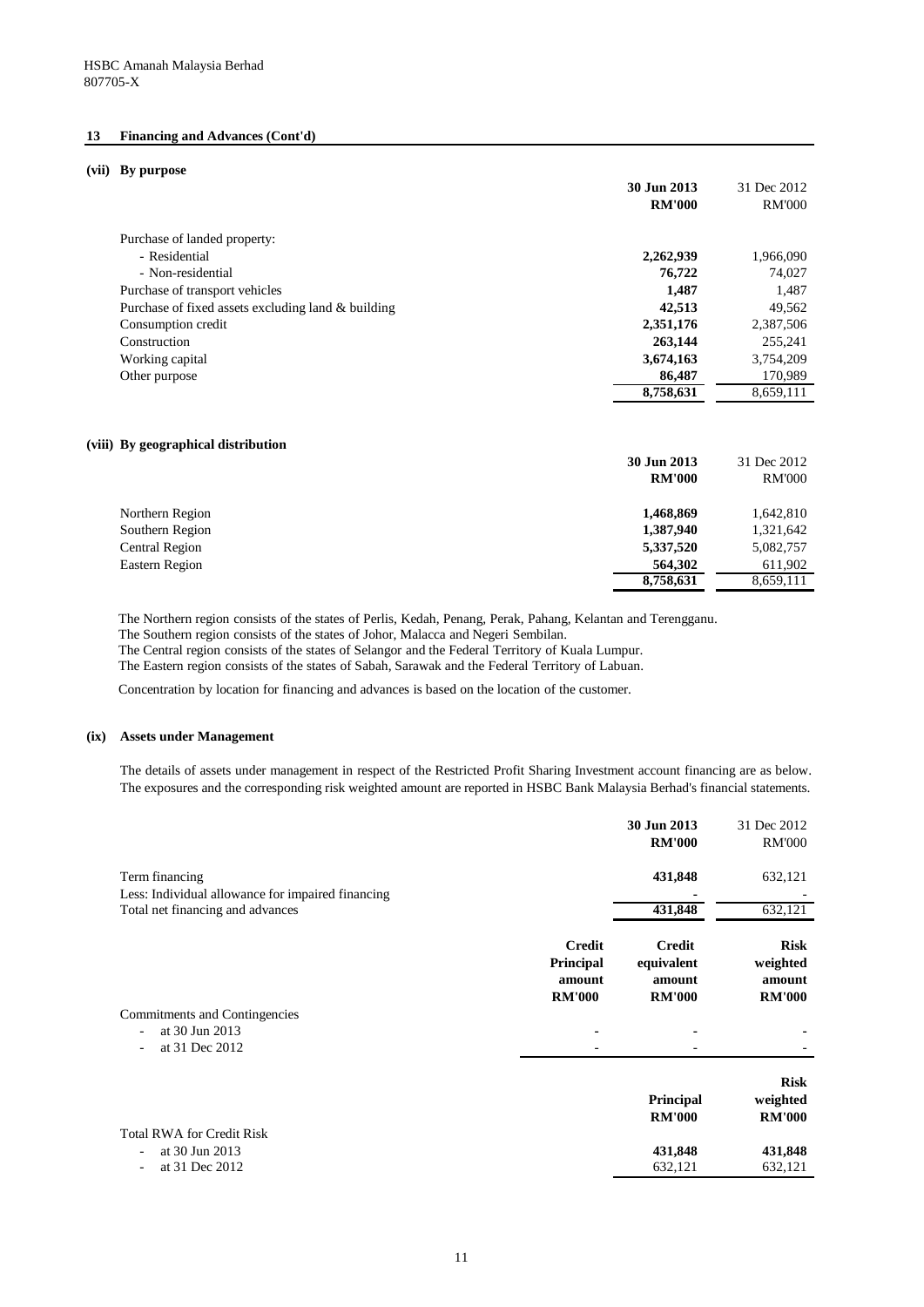HSBC Amanah Malaysia Berhad
807705-X

## 13 Financing and Advances (Cont'd)

### (vii) By purpose

| | 30 Jun 2013 RM'000 | 31 Dec 2012 RM'000 |
|---|---|---|
| Purchase of landed property: | | |
| - Residential | **2,262,939** | 1,966,090 |
| - Non-residential | **76,722** | 74,027 |
| Purchase of transport vehicles | **1,487** | 1,487 |
| Purchase of fixed assets excluding land & building | **42,513** | 49,562 |
| Consumption credit | **2,351,176** | 2,387,506 |
| Construction | **263,144** | 255,241 |
| Working capital | **3,674,163** | 3,754,209 |
| Other purpose | **86,487** | 170,989 |
| | **8,758,631** | 8,659,111 |

### (viii) By geographical distribution

| | 30 Jun 2013 RM'000 | 31 Dec 2012 RM'000 |
|---|---|---|
| Northern Region | **1,468,869** | 1,642,810 |
| Southern Region | **1,387,940** | 1,321,642 |
| Central Region | **5,337,520** | 5,082,757 |
| Eastern Region | **564,302** | 611,902 |
| | **8,758,631** | 8,659,111 |

The Northern region consists of the states of Perlis, Kedah, Penang, Perak, Pahang, Kelantan and Terengganu.
The Southern region consists of the states of Johor, Malacca and Negeri Sembilan.
The Central region consists of the states of Selangor and the Federal Territory of Kuala Lumpur.
The Eastern region consists of the states of Sabah, Sarawak and the Federal Territory of Labuan.

Concentration by location for financing and advances is based on the location of the customer.

### (ix) Assets under Management

The details of assets under management in respect of the Restricted Profit Sharing Investment account financing are as below. The exposures and the corresponding risk weighted amount are reported in HSBC Bank Malaysia Berhad's financial statements.

| | 30 Jun 2013 RM'000 | 31 Dec 2012 RM'000 |
|---|---|---|
| Term financing | **431,848** | 632,121 |
| Less: Individual allowance for impaired financing | **-** | - |
| Total net financing and advances | **431,848** | 632,121 |

| | Credit Principal amount RM'000 | Credit equivalent amount RM'000 | Risk weighted amount RM'000 |
|---|---|---|---|
| Commitments and Contingencies | | | |
| - at 30 Jun 2013 | **-** | **-** | **-** |
| - at 31 Dec 2012 | - | - | - |

| | Principal RM'000 | Risk weighted RM'000 |
|---|---|---|
| Total RWA for Credit Risk | | |
| - at 30 Jun 2013 | **431,848** | **431,848** |
| - at 31 Dec 2012 | 632,121 | 632,121 |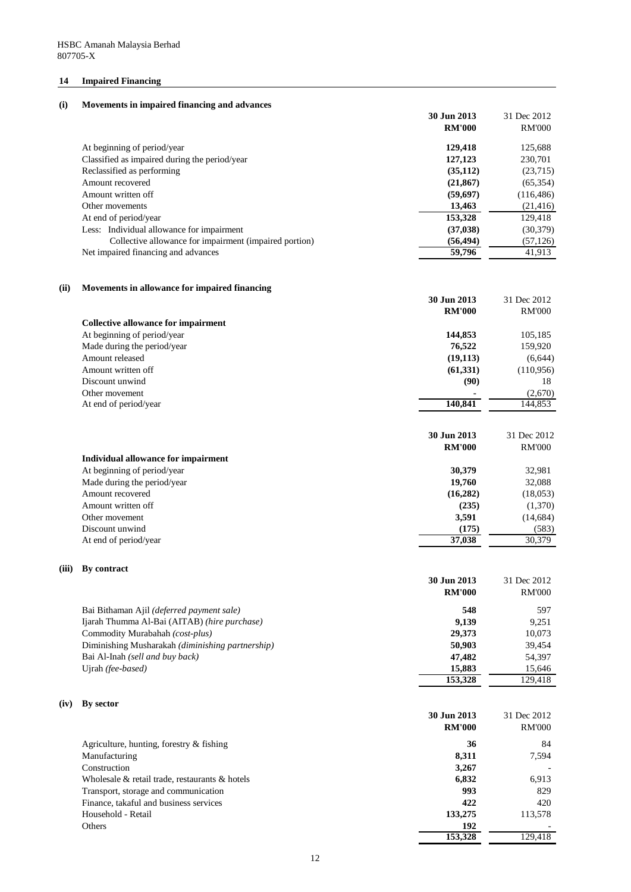HSBC Amanah Malaysia Berhad
807705-X

## 14 Impaired Financing

### (i) Movements in impaired financing and advances

| | 30 Jun 2013 RM'000 | 31 Dec 2012 RM'000 |
|---|---|---|
| At beginning of period/year | **129,418** | 125,688 |
| Classified as impaired during the period/year | **127,123** | 230,701 |
| Reclassified as performing | **(35,112)** | (23,715) |
| Amount recovered | **(21,867)** | (65,354) |
| Amount written off | **(59,697)** | (116,486) |
| Other movements | **13,463** | (21,416) |
| At end of period/year | **153,328** | 129,418 |
| Less: Individual allowance for impairment | **(37,038)** | (30,379) |
| Collective allowance for impairment (impaired portion) | **(56,494)** | (57,126) |
| Net impaired financing and advances | **59,796** | 41,913 |

### (ii) Movements in allowance for impaired financing

| | 30 Jun 2013 RM'000 | 31 Dec 2012 RM'000 |
|---|---|---|
| **Collective allowance for impairment** | | |
| At beginning of period/year | **144,853** | 105,185 |
| Made during the period/year | **76,522** | 159,920 |
| Amount released | **(19,113)** | (6,644) |
| Amount written off | **(61,331)** | (110,956) |
| Discount unwind | **(90)** | 18 |
| Other movement | **-** | (2,670) |
| At end of period/year | **140,841** | 144,853 |

| | 30 Jun 2013 RM'000 | 31 Dec 2012 RM'000 |
|---|---|---|
| **Individual allowance for impairment** | | |
| At beginning of period/year | **30,379** | 32,981 |
| Made during the period/year | **19,760** | 32,088 |
| Amount recovered | **(16,282)** | (18,053) |
| Amount written off | **(235)** | (1,370) |
| Other movement | **3,591** | (14,684) |
| Discount unwind | **(175)** | (583) |
| At end of period/year | **37,038** | 30,379 |

### (iii) By contract

| | 30 Jun 2013 RM'000 | 31 Dec 2012 RM'000 |
|---|---|---|
| Bai Bithaman Ajil *(deferred payment sale)* | **548** | 597 |
| Ijarah Thumma Al-Bai (AITAB) *(hire purchase)* | **9,139** | 9,251 |
| Commodity Murabahah *(cost-plus)* | **29,373** | 10,073 |
| Diminishing Musharakah *(diminishing partnership)* | **50,903** | 39,454 |
| Bai Al-Inah *(sell and buy back)* | **47,482** | 54,397 |
| Ujrah *(fee-based)* | **15,883** | 15,646 |
| | **153,328** | 129,418 |

### (iv) By sector

| | 30 Jun 2013 RM'000 | 31 Dec 2012 RM'000 |
|---|---|---|
| Agriculture, hunting, forestry & fishing | **36** | 84 |
| Manufacturing | **8,311** | 7,594 |
| Construction | **3,267** | - |
| Wholesale & retail trade, restaurants & hotels | **6,832** | 6,913 |
| Transport, storage and communication | **993** | 829 |
| Finance, takaful and business services | **422** | 420 |
| Household - Retail | **133,275** | 113,578 |
| Others | **192** | - |
| | **153,328** | 129,418 |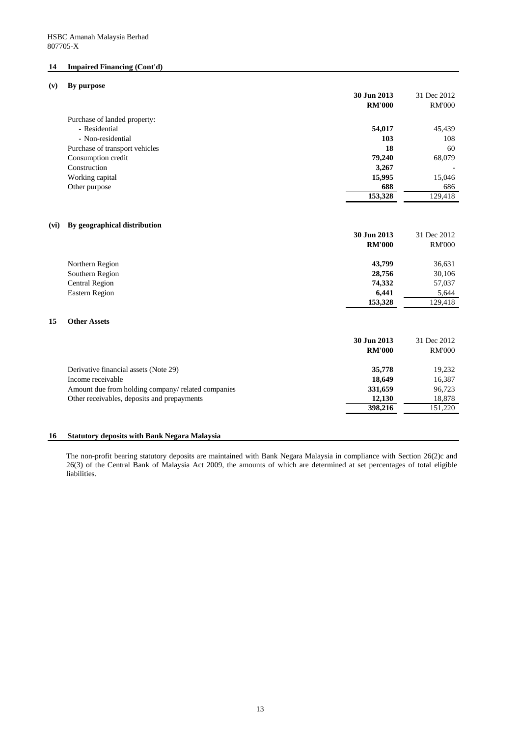HSBC Amanah Malaysia Berhad
807705-X

## 14 Impaired Financing (Cont'd)

### (v) By purpose

| | **30 Jun 2013** | 31 Dec 2012 |
|---|---|---|
| | **RM'000** | RM'000 |
| Purchase of landed property: | | |
| - Residential | **54,017** | 45,439 |
| - Non-residential | **103** | 108 |
| Purchase of transport vehicles | **18** | 60 |
| Consumption credit | **79,240** | 68,079 |
| Construction | **3,267** | - |
| Working capital | **15,995** | 15,046 |
| Other purpose | **688** | 686 |
| | **153,328** | 129,418 |

### (vi) By geographical distribution

| | **30 Jun 2013** | 31 Dec 2012 |
|---|---|---|
| | **RM'000** | RM'000 |
| Northern Region | **43,799** | 36,631 |
| Southern Region | **28,756** | 30,106 |
| Central Region | **74,332** | 57,037 |
| Eastern Region | **6,441** | 5,644 |
| | **153,328** | 129,418 |

## 15 Other Assets

| | **30 Jun 2013** | 31 Dec 2012 |
|---|---|---|
| | **RM'000** | RM'000 |
| Derivative financial assets (Note 29) | **35,778** | 19,232 |
| Income receivable | **18,649** | 16,387 |
| Amount due from holding company/ related companies | **331,659** | 96,723 |
| Other receivables, deposits and prepayments | **12,130** | 18,878 |
| | **398,216** | 151,220 |

## 16 Statutory deposits with Bank Negara Malaysia

The non-profit bearing statutory deposits are maintained with Bank Negara Malaysia in compliance with Section 26(2)c and 26(3) of the Central Bank of Malaysia Act 2009, the amounts of which are determined at set percentages of total eligible liabilities.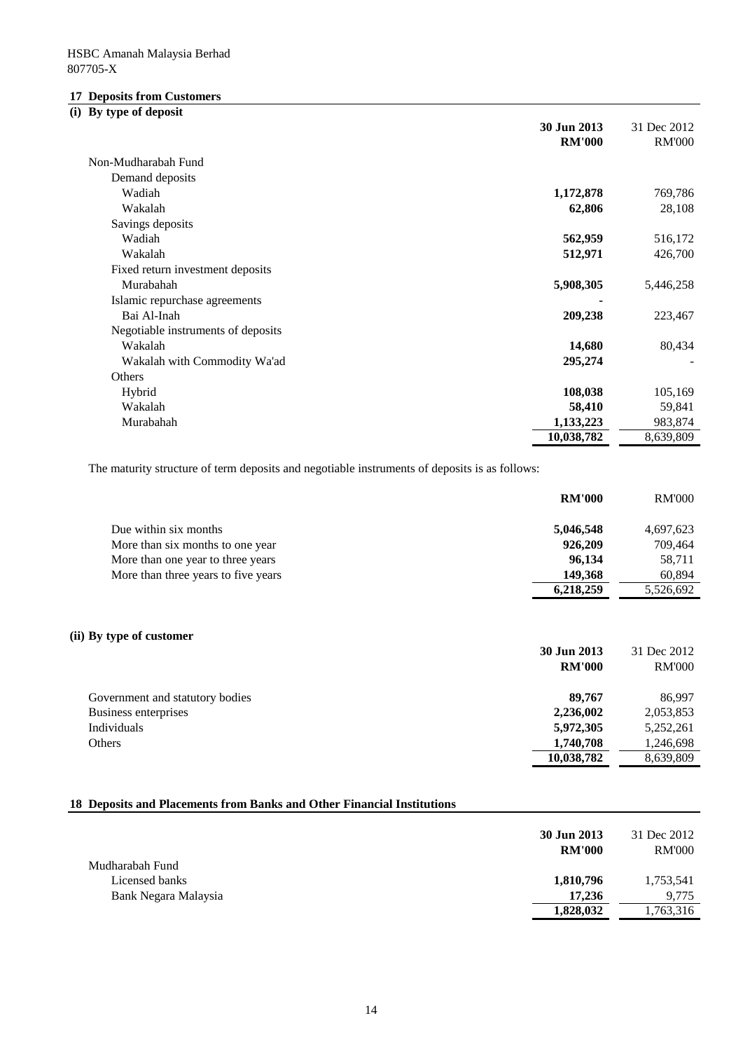HSBC Amanah Malaysia Berhad
807705-X

## 17 Deposits from Customers

### (i) By type of deposit

| | 30 Jun 2013 RM'000 | 31 Dec 2012 RM'000 |
|---|---|---|
| Non-Mudharabah Fund | | |
| Demand deposits | | |
| Wadiah | **1,172,878** | 769,786 |
| Wakalah | **62,806** | 28,108 |
| Savings deposits | | |
| Wadiah | **562,959** | 516,172 |
| Wakalah | **512,971** | 426,700 |
| Fixed return investment deposits | | |
| Murabahah | **5,908,305** | 5,446,258 |
| Islamic repurchase agreements | **-** | |
| Bai Al-Inah | **209,238** | 223,467 |
| Negotiable instruments of deposits | | |
| Wakalah | **14,680** | 80,434 |
| Wakalah with Commodity Wa'ad | **295,274** | - |
| Others | | |
| Hybrid | **108,038** | 105,169 |
| Wakalah | **58,410** | 59,841 |
| Murabahah | **1,133,223** | 983,874 |
| | **10,038,782** | 8,639,809 |

The maturity structure of term deposits and negotiable instruments of deposits is as follows:

| | RM'000 | RM'000 |
|---|---|---|
| Due within six months | **5,046,548** | 4,697,623 |
| More than six months to one year | **926,209** | 709,464 |
| More than one year to three years | **96,134** | 58,711 |
| More than three years to five years | **149,368** | 60,894 |
| | **6,218,259** | 5,526,692 |

### (ii) By type of customer

| | 30 Jun 2013 RM'000 | 31 Dec 2012 RM'000 |
|---|---|---|
| Government and statutory bodies | **89,767** | 86,997 |
| Business enterprises | **2,236,002** | 2,053,853 |
| Individuals | **5,972,305** | 5,252,261 |
| Others | **1,740,708** | 1,246,698 |
| | **10,038,782** | 8,639,809 |

## 18 Deposits and Placements from Banks and Other Financial Institutions

| | 30 Jun 2013 RM'000 | 31 Dec 2012 RM'000 |
|---|---|---|
| Mudharabah Fund | | |
| Licensed banks | **1,810,796** | 1,753,541 |
| Bank Negara Malaysia | **17,236** | 9,775 |
| | **1,828,032** | 1,763,316 |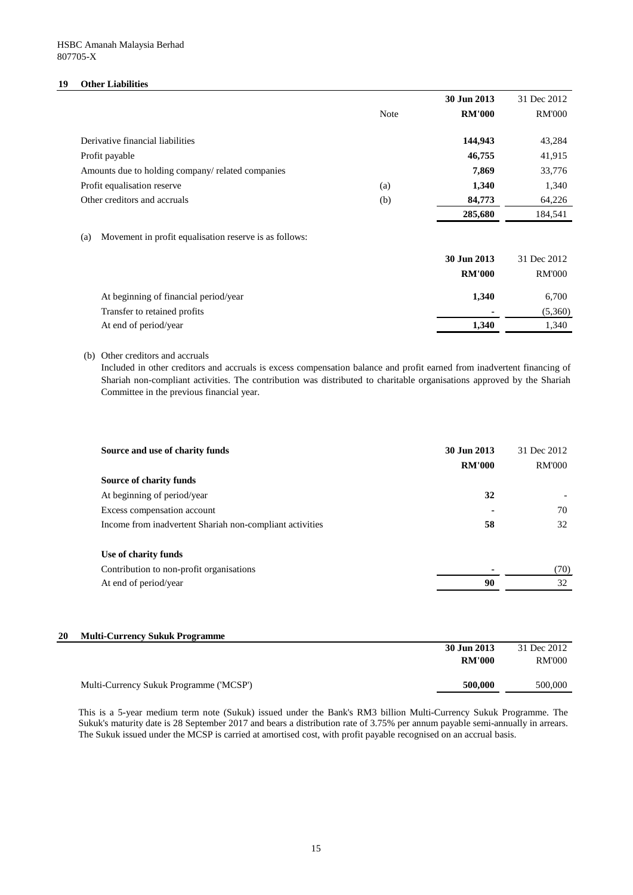HSBC Amanah Malaysia Berhad
807705-X

## 19 Other Liabilities

| | Note | 30 Jun 2013 RM'000 | 31 Dec 2012 RM'000 |
|---|---|---|---|
| Derivative financial liabilities | | **144,943** | 43,284 |
| Profit payable | | **46,755** | 41,915 |
| Amounts due to holding company/ related companies | | **7,869** | 33,776 |
| Profit equalisation reserve | (a) | **1,340** | 1,340 |
| Other creditors and accruals | (b) | **84,773** | 64,226 |
| | | **285,680** | 184,541 |

(a) Movement in profit equalisation reserve is as follows:

| | 30 Jun 2013 RM'000 | 31 Dec 2012 RM'000 |
|---|---|---|
| At beginning of financial period/year | **1,340** | 6,700 |
| Transfer to retained profits | **-** | (5,360) |
| At end of period/year | **1,340** | 1,340 |

(b) Other creditors and accruals

Included in other creditors and accruals is excess compensation balance and profit earned from inadvertent financing of Shariah non-compliant activities. The contribution was distributed to charitable organisations approved by the Shariah Committee in the previous financial year.

| Source and use of charity funds | 30 Jun 2013 RM'000 | 31 Dec 2012 RM'000 |
|---|---|---|
| **Source of charity funds** | | |
| At beginning of period/year | **32** | - |
| Excess compensation account | **-** | 70 |
| Income from inadvertent Shariah non-compliant activities | **58** | 32 |
| **Use of charity funds** | | |
| Contribution to non-profit organisations | **-** | (70) |
| At end of period/year | **90** | 32 |

## 20 Multi-Currency Sukuk Programme

| | 30 Jun 2013 RM'000 | 31 Dec 2012 RM'000 |
|---|---|---|
| Multi-Currency Sukuk Programme ('MCSP') | **500,000** | 500,000 |

This is a 5-year medium term note (Sukuk) issued under the Bank's RM3 billion Multi-Currency Sukuk Programme. The Sukuk's maturity date is 28 September 2017 and bears a distribution rate of 3.75% per annum payable semi-annually in arrears. The Sukuk issued under the MCSP is carried at amortised cost, with profit payable recognised on an accrual basis.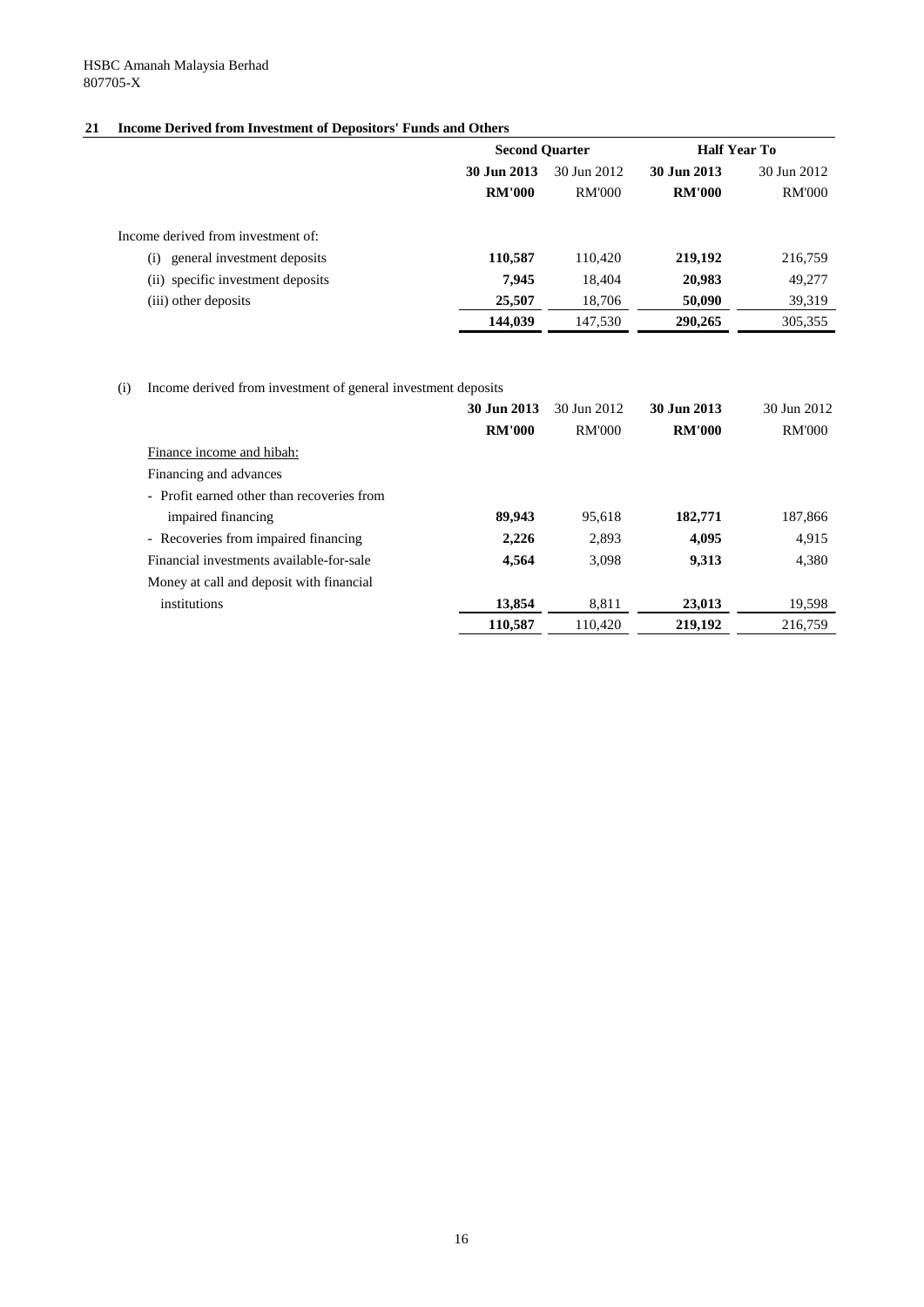HSBC Amanah Malaysia Berhad
807705-X

## 21 Income Derived from Investment of Depositors' Funds and Others

| | Second Quarter | | Half Year To | |
|---|---|---|---|---|
| | **30 Jun 2013** | 30 Jun 2012 | **30 Jun 2013** | 30 Jun 2012 |
| | **RM'000** | RM'000 | **RM'000** | RM'000 |
| Income derived from investment of: | | | | |
| (i) general investment deposits | **110,587** | 110,420 | **219,192** | 216,759 |
| (ii) specific investment deposits | **7,945** | 18,404 | **20,983** | 49,277 |
| (iii) other deposits | **25,507** | 18,706 | **50,090** | 39,319 |
| | **144,039** | 147,530 | **290,265** | 305,355 |

(i) Income derived from investment of general investment deposits

| | **30 Jun 2013** | 30 Jun 2012 | **30 Jun 2013** | 30 Jun 2012 |
|---|---|---|---|---|
| | **RM'000** | RM'000 | **RM'000** | RM'000 |
| Finance income and hibah: | | | | |
| Financing and advances | | | | |
| - Profit earned other than recoveries from impaired financing | **89,943** | 95,618 | **182,771** | 187,866 |
| - Recoveries from impaired financing | **2,226** | 2,893 | **4,095** | 4,915 |
| Financial investments available-for-sale | **4,564** | 3,098 | **9,313** | 4,380 |
| Money at call and deposit with financial institutions | **13,854** | 8,811 | **23,013** | 19,598 |
| | **110,587** | 110,420 | **219,192** | 216,759 |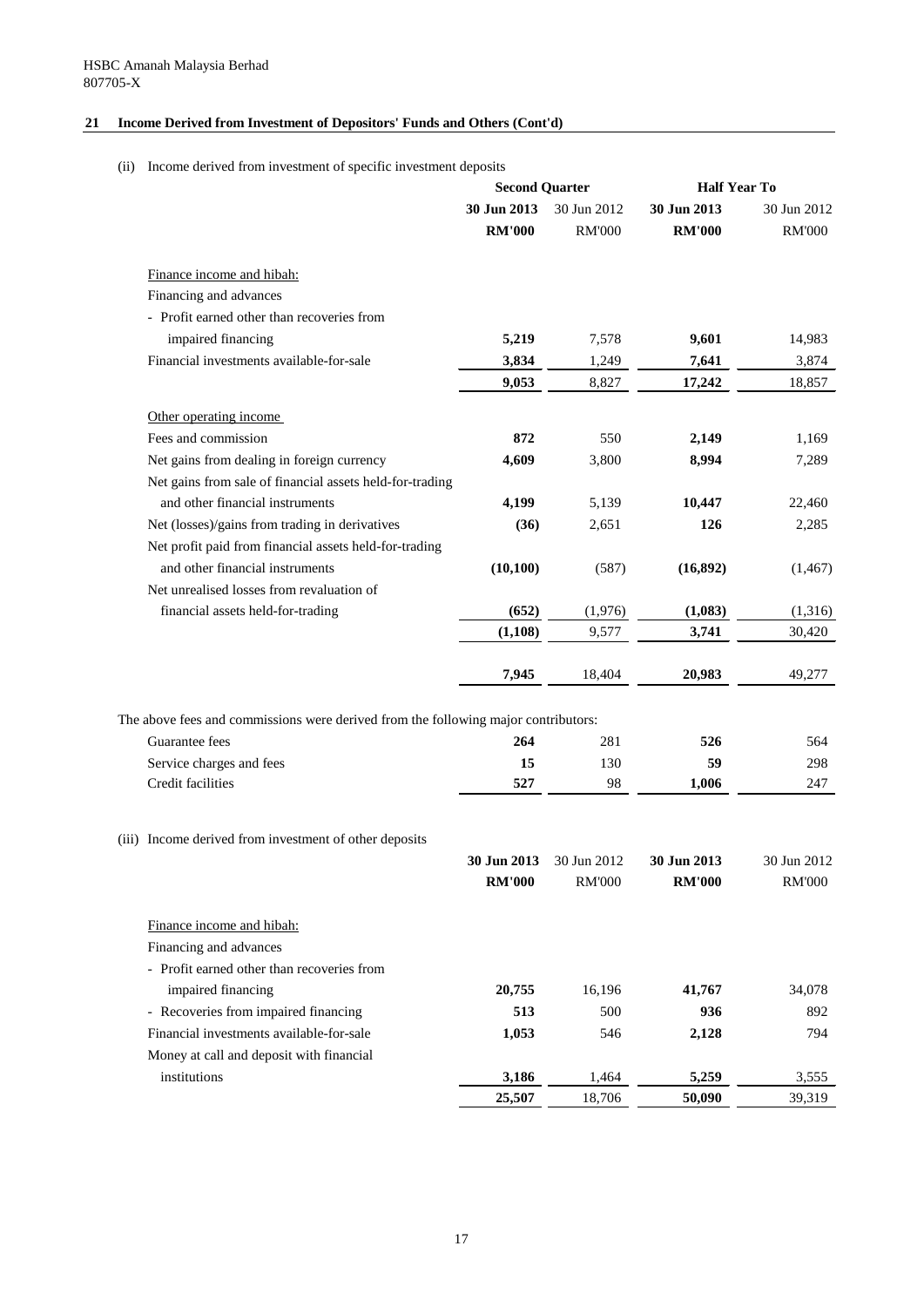HSBC Amanah Malaysia Berhad
807705-X

## 21 Income Derived from Investment of Depositors' Funds and Others (Cont'd)

(ii) Income derived from investment of specific investment deposits

| | Second Quarter | | Half Year To | |
|---|---|---|---|---|
| | **30 Jun 2013** | 30 Jun 2012 | **30 Jun 2013** | 30 Jun 2012 |
| | **RM'000** | RM'000 | **RM'000** | RM'000 |
| Finance income and hibah: | | | | |
| Financing and advances | | | | |
| - Profit earned other than recoveries from impaired financing | **5,219** | 7,578 | **9,601** | 14,983 |
| Financial investments available-for-sale | **3,834** | 1,249 | **7,641** | 3,874 |
| | **9,053** | 8,827 | **17,242** | 18,857 |
| Other operating income | | | | |
| Fees and commission | **872** | 550 | **2,149** | 1,169 |
| Net gains from dealing in foreign currency | **4,609** | 3,800 | **8,994** | 7,289 |
| Net gains from sale of financial assets held-for-trading and other financial instruments | **4,199** | 5,139 | **10,447** | 22,460 |
| Net (losses)/gains from trading in derivatives | **(36)** | 2,651 | **126** | 2,285 |
| Net profit paid from financial assets held-for-trading and other financial instruments | **(10,100)** | (587) | **(16,892)** | (1,467) |
| Net unrealised losses from revaluation of financial assets held-for-trading | **(652)** | (1,976) | **(1,083)** | (1,316) |
| | **(1,108)** | 9,577 | **3,741** | 30,420 |
| | **7,945** | 18,404 | **20,983** | 49,277 |

The above fees and commissions were derived from the following major contributors:

| | | | | |
|---|---|---|---|---|
| Guarantee fees | **264** | 281 | **526** | 564 |
| Service charges and fees | **15** | 130 | **59** | 298 |
| Credit facilities | **527** | 98 | **1,006** | 247 |

(iii) Income derived from investment of other deposits

| | **30 Jun 2013** | 30 Jun 2012 | **30 Jun 2013** | 30 Jun 2012 |
|---|---|---|---|---|
| | **RM'000** | RM'000 | **RM'000** | RM'000 |
| Finance income and hibah: | | | | |
| Financing and advances | | | | |
| - Profit earned other than recoveries from impaired financing | **20,755** | 16,196 | **41,767** | 34,078 |
| - Recoveries from impaired financing | **513** | 500 | **936** | 892 |
| Financial investments available-for-sale | **1,053** | 546 | **2,128** | 794 |
| Money at call and deposit with financial institutions | **3,186** | 1,464 | **5,259** | 3,555 |
| | **25,507** | 18,706 | **50,090** | 39,319 |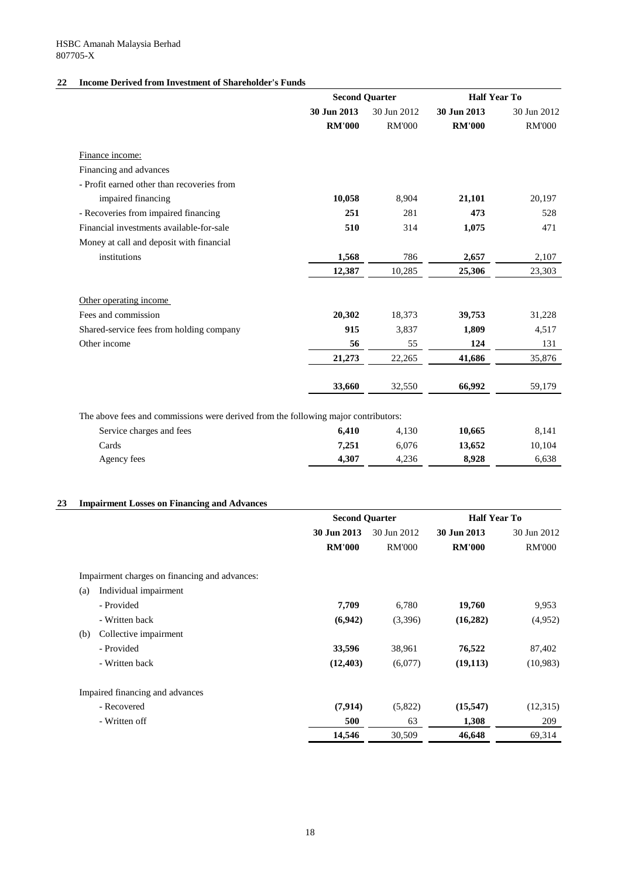HSBC Amanah Malaysia Berhad
807705-X

## 22 Income Derived from Investment of Shareholder's Funds

| | Second Quarter | | Half Year To | |
|---|---|---|---|---|
| | **30 Jun 2013** | 30 Jun 2012 | **30 Jun 2013** | 30 Jun 2012 |
| | **RM'000** | RM'000 | **RM'000** | RM'000 |
| Finance income: | | | | |
| Financing and advances | | | | |
| - Profit earned other than recoveries from impaired financing | **10,058** | 8,904 | **21,101** | 20,197 |
| - Recoveries from impaired financing | **251** | 281 | **473** | 528 |
| Financial investments available-for-sale | **510** | 314 | **1,075** | 471 |
| Money at call and deposit with financial institutions | **1,568** | 786 | **2,657** | 2,107 |
| | **12,387** | 10,285 | **25,306** | 23,303 |
| Other operating income | | | | |
| Fees and commission | **20,302** | 18,373 | **39,753** | 31,228 |
| Shared-service fees from holding company | **915** | 3,837 | **1,809** | 4,517 |
| Other income | **56** | 55 | **124** | 131 |
| | **21,273** | 22,265 | **41,686** | 35,876 |
| | **33,660** | 32,550 | **66,992** | 59,179 |

The above fees and commissions were derived from the following major contributors:

| | Second Quarter | | Half Year To | |
|---|---|---|---|---|
| | **30 Jun 2013** | 30 Jun 2012 | **30 Jun 2013** | 30 Jun 2012 |
| Service charges and fees | **6,410** | 4,130 | **10,665** | 8,141 |
| Cards | **7,251** | 6,076 | **13,652** | 10,104 |
| Agency fees | **4,307** | 4,236 | **8,928** | 6,638 |

## 23 Impairment Losses on Financing and Advances

| | Second Quarter | | Half Year To | |
|---|---|---|---|---|
| | **30 Jun 2013** | 30 Jun 2012 | **30 Jun 2013** | 30 Jun 2012 |
| | **RM'000** | RM'000 | **RM'000** | RM'000 |
| Impairment charges on financing and advances: | | | | |
| (a) Individual impairment | | | | |
| - Provided | **7,709** | 6,780 | **19,760** | 9,953 |
| - Written back | **(6,942)** | (3,396) | **(16,282)** | (4,952) |
| (b) Collective impairment | | | | |
| - Provided | **33,596** | 38,961 | **76,522** | 87,402 |
| - Written back | **(12,403)** | (6,077) | **(19,113)** | (10,983) |
| Impaired financing and advances | | | | |
| - Recovered | **(7,914)** | (5,822) | **(15,547)** | (12,315) |
| - Written off | **500** | 63 | **1,308** | 209 |
| | **14,546** | 30,509 | **46,648** | 69,314 |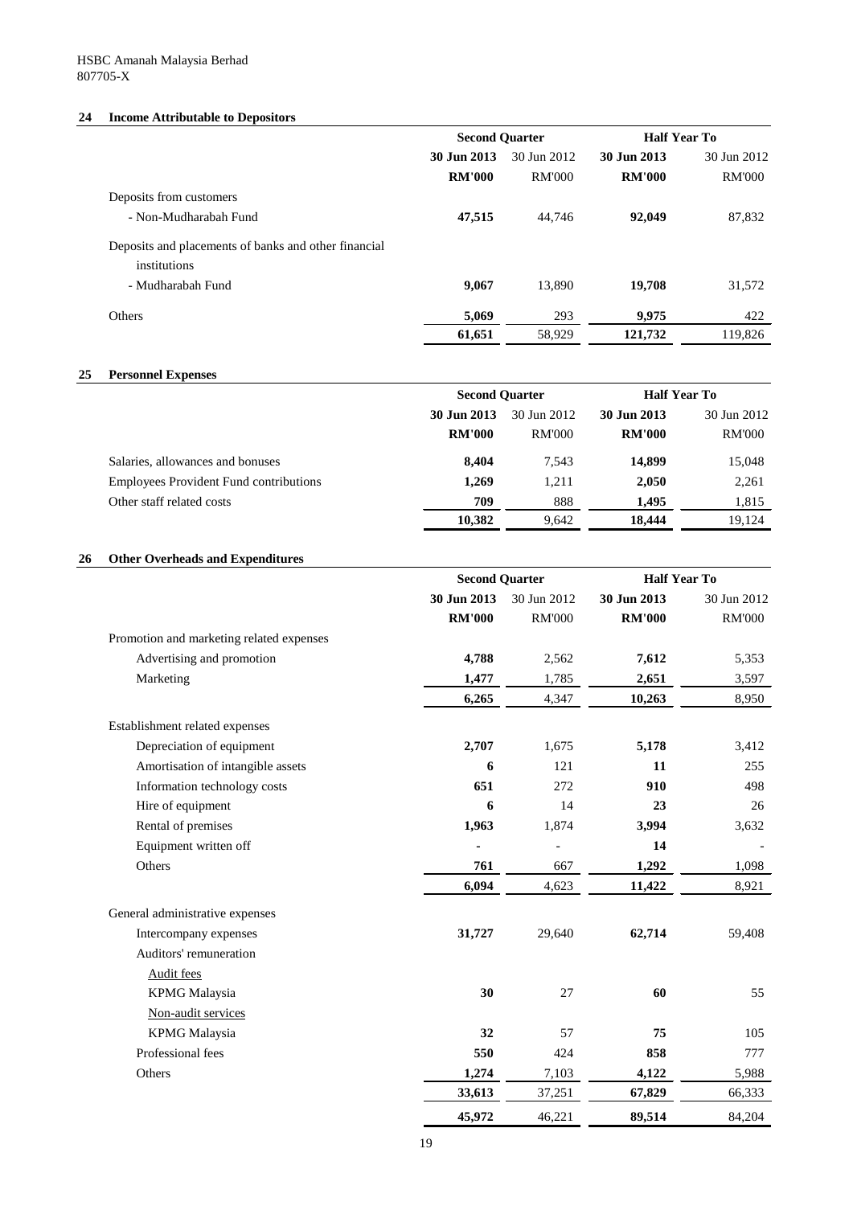HSBC Amanah Malaysia Berhad
807705-X

## 24 Income Attributable to Depositors

| | Second Quarter | | Half Year To | |
|---|---|---|---|---|
| | **30 Jun 2013** | 30 Jun 2012 | **30 Jun 2013** | 30 Jun 2012 |
| | **RM'000** | RM'000 | **RM'000** | RM'000 |
| Deposits from customers | | | | |
| - Non-Mudharabah Fund | **47,515** | 44,746 | **92,049** | 87,832 |
| Deposits and placements of banks and other financial institutions | | | | |
| - Mudharabah Fund | **9,067** | 13,890 | **19,708** | 31,572 |
| Others | **5,069** | 293 | **9,975** | 422 |
| | **61,651** | 58,929 | **121,732** | 119,826 |

## 25 Personnel Expenses

| | Second Quarter | | Half Year To | |
|---|---|---|---|---|
| | **30 Jun 2013** | 30 Jun 2012 | **30 Jun 2013** | 30 Jun 2012 |
| | **RM'000** | RM'000 | **RM'000** | RM'000 |
| Salaries, allowances and bonuses | **8,404** | 7,543 | **14,899** | 15,048 |
| Employees Provident Fund contributions | **1,269** | 1,211 | **2,050** | 2,261 |
| Other staff related costs | **709** | 888 | **1,495** | 1,815 |
| | **10,382** | 9,642 | **18,444** | 19,124 |

## 26 Other Overheads and Expenditures

| | Second Quarter | | Half Year To | |
|---|---|---|---|---|
| | **30 Jun 2013** | 30 Jun 2012 | **30 Jun 2013** | 30 Jun 2012 |
| | **RM'000** | RM'000 | **RM'000** | RM'000 |
| Promotion and marketing related expenses | | | | |
| Advertising and promotion | **4,788** | 2,562 | **7,612** | 5,353 |
| Marketing | **1,477** | 1,785 | **2,651** | 3,597 |
| | **6,265** | 4,347 | **10,263** | 8,950 |
| Establishment related expenses | | | | |
| Depreciation of equipment | **2,707** | 1,675 | **5,178** | 3,412 |
| Amortisation of intangible assets | **6** | 121 | **11** | 255 |
| Information technology costs | **651** | 272 | **910** | 498 |
| Hire of equipment | **6** | 14 | **23** | 26 |
| Rental of premises | **1,963** | 1,874 | **3,994** | 3,632 |
| Equipment written off | **-** | - | **14** | - |
| Others | **761** | 667 | **1,292** | 1,098 |
| | **6,094** | 4,623 | **11,422** | 8,921 |
| General administrative expenses | | | | |
| Intercompany expenses | **31,727** | 29,640 | **62,714** | 59,408 |
| Auditors' remuneration | | | | |
| Audit fees | | | | |
| KPMG Malaysia | **30** | 27 | **60** | 55 |
| Non-audit services | | | | |
| KPMG Malaysia | **32** | 57 | **75** | 105 |
| Professional fees | **550** | 424 | **858** | 777 |
| Others | **1,274** | 7,103 | **4,122** | 5,988 |
| | **33,613** | 37,251 | **67,829** | 66,333 |
| | **45,972** | 46,221 | **89,514** | 84,204 |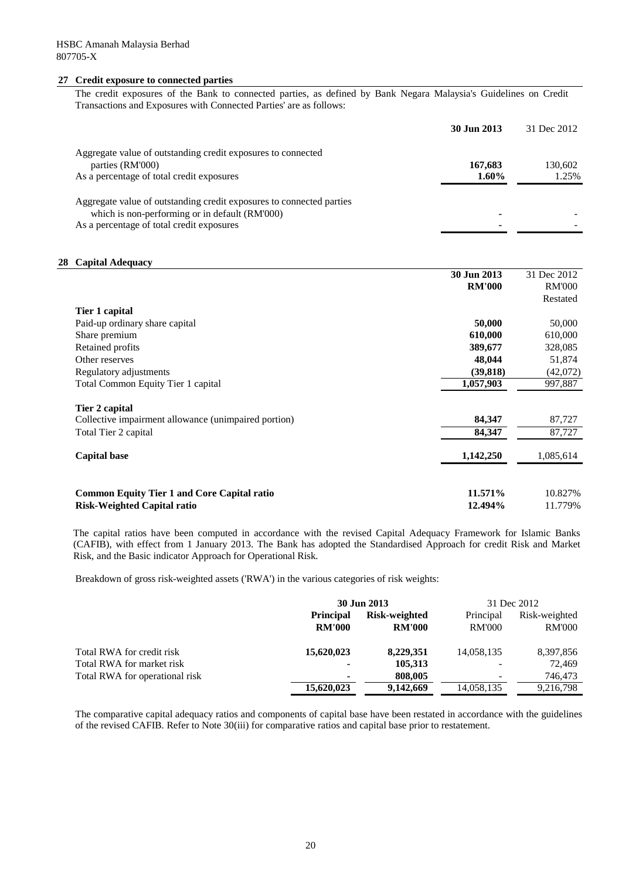HSBC Amanah Malaysia Berhad
807705-X

## 27 Credit exposure to connected parties

The credit exposures of the Bank to connected parties, as defined by Bank Negara Malaysia's Guidelines on Credit Transactions and Exposures with Connected Parties' are as follows:

| | **30 Jun 2013** | 31 Dec 2012 |
|---|---|---|
| Aggregate value of outstanding credit exposures to connected parties (RM'000) | **167,683** | 130,602 |
| As a percentage of total credit exposures | **1.60%** | 1.25% |
| Aggregate value of outstanding credit exposures to connected parties which is non-performing or in default (RM'000) | **-** | - |
| As a percentage of total credit exposures | **-** | - |

## 28 Capital Adequacy

| | **30 Jun 2013** | 31 Dec 2012 |
|---|---|---|
| | **RM'000** | RM'000 |
| | | Restated |
| **Tier 1 capital** | | |
| Paid-up ordinary share capital | **50,000** | 50,000 |
| Share premium | **610,000** | 610,000 |
| Retained profits | **389,677** | 328,085 |
| Other reserves | **48,044** | 51,874 |
| Regulatory adjustments | **(39,818)** | (42,072) |
| Total Common Equity Tier 1 capital | **1,057,903** | 997,887 |
| **Tier 2 capital** | | |
| Collective impairment allowance (unimpaired portion) | **84,347** | 87,727 |
| Total Tier 2 capital | **84,347** | 87,727 |
| **Capital base** | **1,142,250** | 1,085,614 |
| **Common Equity Tier 1 and Core Capital ratio** | **11.571%** | 10.827% |
| **Risk-Weighted Capital ratio** | **12.494%** | 11.779% |

The capital ratios have been computed in accordance with the revised Capital Adequacy Framework for Islamic Banks (CAFIB), with effect from 1 January 2013. The Bank has adopted the Standardised Approach for credit Risk and Market Risk, and the Basic indicator Approach for Operational Risk.

Breakdown of gross risk-weighted assets ('RWA') in the various categories of risk weights:

| | **30 Jun 2013** | | 31 Dec 2012 | |
|---|---|---|---|---|
| | **Principal** | **Risk-weighted** | Principal | Risk-weighted |
| | **RM'000** | **RM'000** | RM'000 | RM'000 |
| Total RWA for credit risk | **15,620,023** | **8,229,351** | 14,058,135 | 8,397,856 |
| Total RWA for market risk | **-** | **105,313** | - | 72,469 |
| Total RWA for operational risk | **-** | **808,005** | - | 746,473 |
| | **15,620,023** | **9,142,669** | 14,058,135 | 9,216,798 |

The comparative capital adequacy ratios and components of capital base have been restated in accordance with the guidelines of the revised CAFIB. Refer to Note 30(iii) for comparative ratios and capital base prior to restatement.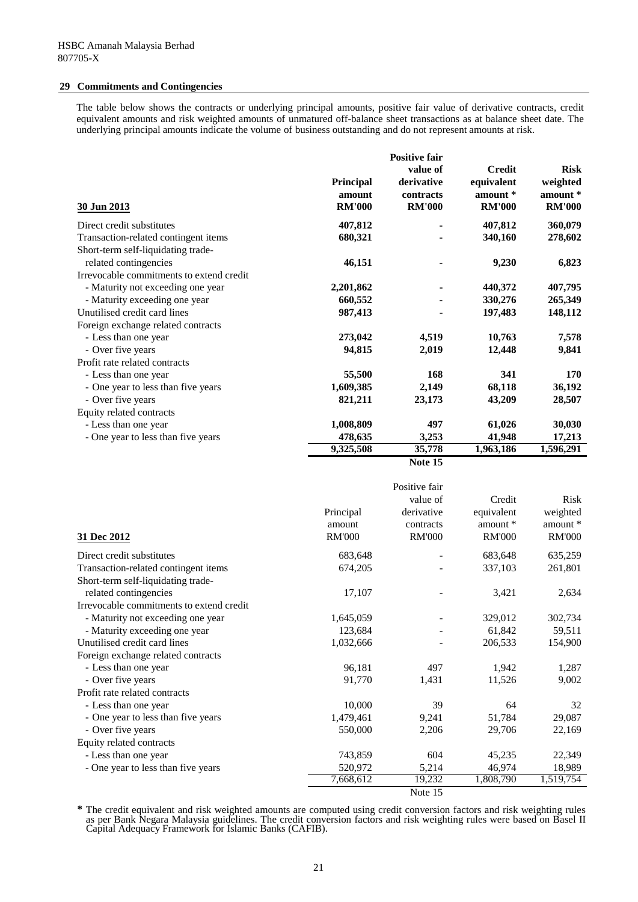HSBC Amanah Malaysia Berhad
807705-X

## 29 Commitments and Contingencies

The table below shows the contracts or underlying principal amounts, positive fair value of derivative contracts, credit equivalent amounts and risk weighted amounts of unmatured off-balance sheet transactions as at balance sheet date. The underlying principal amounts indicate the volume of business outstanding and do not represent amounts at risk.

| **30 Jun 2013** | **Principal amount RM'000** | **Positive fair value of derivative contracts RM'000** | **Credit equivalent amount * RM'000** | **Risk weighted amount * RM'000** |
|---|---|---|---|---|
| Direct credit substitutes | **407,812** | **-** | **407,812** | **360,079** |
| Transaction-related contingent items | **680,321** | **-** | **340,160** | **278,602** |
| Short-term self-liquidating trade-related contingencies | **46,151** | **-** | **9,230** | **6,823** |
| Irrevocable commitments to extend credit | | | | |
| - Maturity not exceeding one year | **2,201,862** | **-** | **440,372** | **407,795** |
| - Maturity exceeding one year | **660,552** | **-** | **330,276** | **265,349** |
| Unutilised credit card lines | **987,413** | **-** | **197,483** | **148,112** |
| Foreign exchange related contracts | | | | |
| - Less than one year | **273,042** | **4,519** | **10,763** | **7,578** |
| - Over five years | **94,815** | **2,019** | **12,448** | **9,841** |
| Profit rate related contracts | | | | |
| - Less than one year | **55,500** | **168** | **341** | **170** |
| - One year to less than five years | **1,609,385** | **2,149** | **68,118** | **36,192** |
| - Over five years | **821,211** | **23,173** | **43,209** | **28,507** |
| Equity related contracts | | | | |
| - Less than one year | **1,008,809** | **497** | **61,026** | **30,030** |
| - One year to less than five years | **478,635** | **3,253** | **41,948** | **17,213** |
| | **9,325,508** | **35,778** | **1,963,186** | **1,596,291** |
| | | **Note 15** | | |

| 31 Dec 2012 | Principal amount RM'000 | Positive fair value of derivative contracts RM'000 | Credit equivalent amount * RM'000 | Risk weighted amount * RM'000 |
|---|---|---|---|---|
| Direct credit substitutes | 683,648 | - | 683,648 | 635,259 |
| Transaction-related contingent items | 674,205 | - | 337,103 | 261,801 |
| Short-term self-liquidating trade-related contingencies | 17,107 | - | 3,421 | 2,634 |
| Irrevocable commitments to extend credit | | | | |
| - Maturity not exceeding one year | 1,645,059 | - | 329,012 | 302,734 |
| - Maturity exceeding one year | 123,684 | - | 61,842 | 59,511 |
| Unutilised credit card lines | 1,032,666 | - | 206,533 | 154,900 |
| Foreign exchange related contracts | | | | |
| - Less than one year | 96,181 | 497 | 1,942 | 1,287 |
| - Over five years | 91,770 | 1,431 | 11,526 | 9,002 |
| Profit rate related contracts | | | | |
| - Less than one year | 10,000 | 39 | 64 | 32 |
| - One year to less than five years | 1,479,461 | 9,241 | 51,784 | 29,087 |
| - Over five years | 550,000 | 2,206 | 29,706 | 22,169 |
| Equity related contracts | | | | |
| - Less than one year | 743,859 | 604 | 45,235 | 22,349 |
| - One year to less than five years | 520,972 | 5,214 | 46,974 | 18,989 |
| | 7,668,612 | 19,232 | 1,808,790 | 1,519,754 |
| | | Note 15 | | |

\* The credit equivalent and risk weighted amounts are computed using credit conversion factors and risk weighting rules as per Bank Negara Malaysia guidelines. The credit conversion factors and risk weighting rules were based on Basel II Capital Adequacy Framework for Islamic Banks (CAFIB).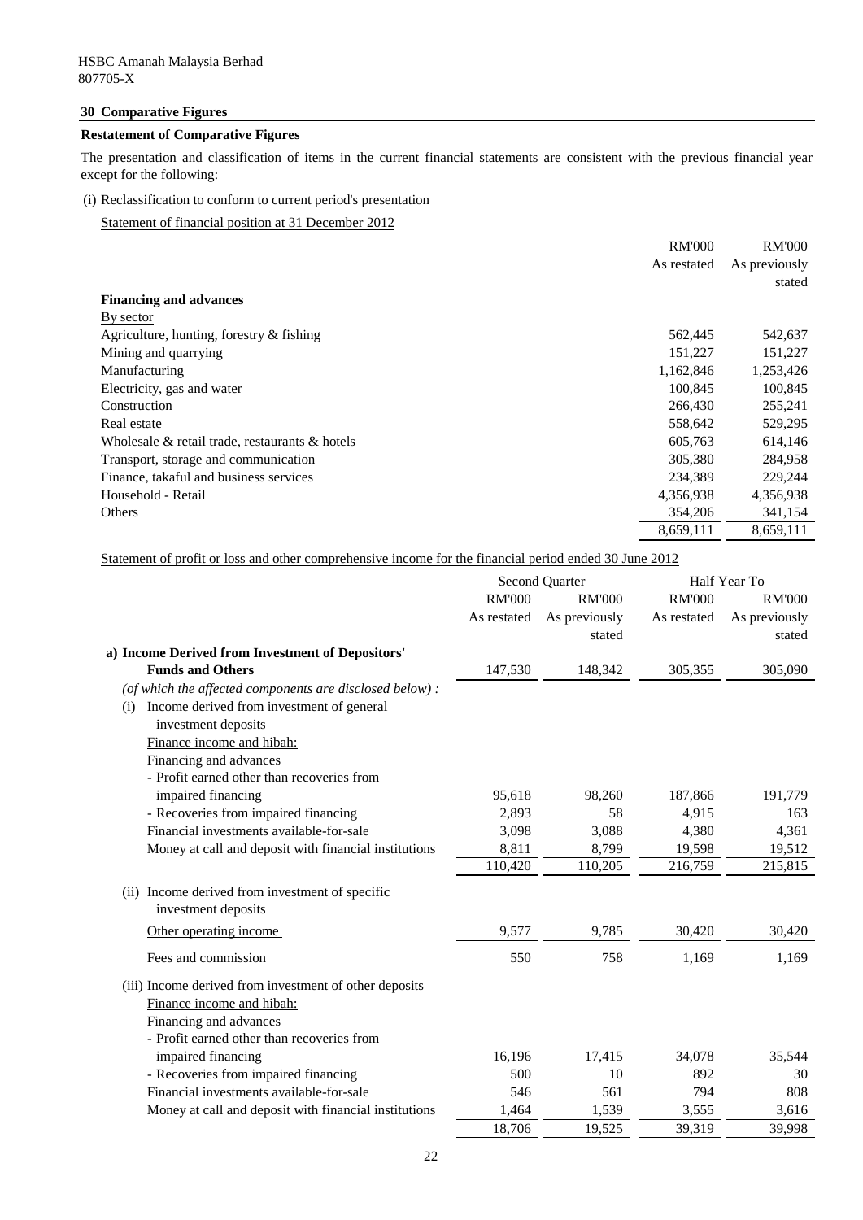HSBC Amanah Malaysia Berhad
807705-X

## 30 Comparative Figures

### Restatement of Comparative Figures

The presentation and classification of items in the current financial statements are consistent with the previous financial year except for the following:

(i) Reclassification to conform to current period's presentation

Statement of financial position at 31 December 2012

| | RM'000 As restated | RM'000 As previously stated |
|---|---|---|
| **Financing and advances** | | |
| By sector | | |
| Agriculture, hunting, forestry & fishing | 562,445 | 542,637 |
| Mining and quarrying | 151,227 | 151,227 |
| Manufacturing | 1,162,846 | 1,253,426 |
| Electricity, gas and water | 100,845 | 100,845 |
| Construction | 266,430 | 255,241 |
| Real estate | 558,642 | 529,295 |
| Wholesale & retail trade, restaurants & hotels | 605,763 | 614,146 |
| Transport, storage and communication | 305,380 | 284,958 |
| Finance, takaful and business services | 234,389 | 229,244 |
| Household - Retail | 4,356,938 | 4,356,938 |
| Others | 354,206 | 341,154 |
| | 8,659,111 | 8,659,111 |

Statement of profit or loss and other comprehensive income for the financial period ended 30 June 2012

| | Second Quarter | | Half Year To | |
|---|---|---|---|---|
| | RM'000 As restated | RM'000 As previously stated | RM'000 As restated | RM'000 As previously stated |
| **a) Income Derived from Investment of Depositors' Funds and Others** | 147,530 | 148,342 | 305,355 | 305,090 |
| *(of which the affected components are disclosed below) :* | | | | |
| (i) Income derived from investment of general investment deposits | | | | |
| Finance income and hibah: | | | | |
| Financing and advances | | | | |
| - Profit earned other than recoveries from impaired financing | 95,618 | 98,260 | 187,866 | 191,779 |
| - Recoveries from impaired financing | 2,893 | 58 | 4,915 | 163 |
| Financial investments available-for-sale | 3,098 | 3,088 | 4,380 | 4,361 |
| Money at call and deposit with financial institutions | 8,811 | 8,799 | 19,598 | 19,512 |
| | 110,420 | 110,205 | 216,759 | 215,815 |
| (ii) Income derived from investment of specific investment deposits | | | | |
| Other operating income | 9,577 | 9,785 | 30,420 | 30,420 |
| Fees and commission | 550 | 758 | 1,169 | 1,169 |
| (iii) Income derived from investment of other deposits | | | | |
| Finance income and hibah: | | | | |
| Financing and advances | | | | |
| - Profit earned other than recoveries from impaired financing | 16,196 | 17,415 | 34,078 | 35,544 |
| - Recoveries from impaired financing | 500 | 10 | 892 | 30 |
| Financial investments available-for-sale | 546 | 561 | 794 | 808 |
| Money at call and deposit with financial institutions | 1,464 | 1,539 | 3,555 | 3,616 |
| | 18,706 | 19,525 | 39,319 | 39,998 |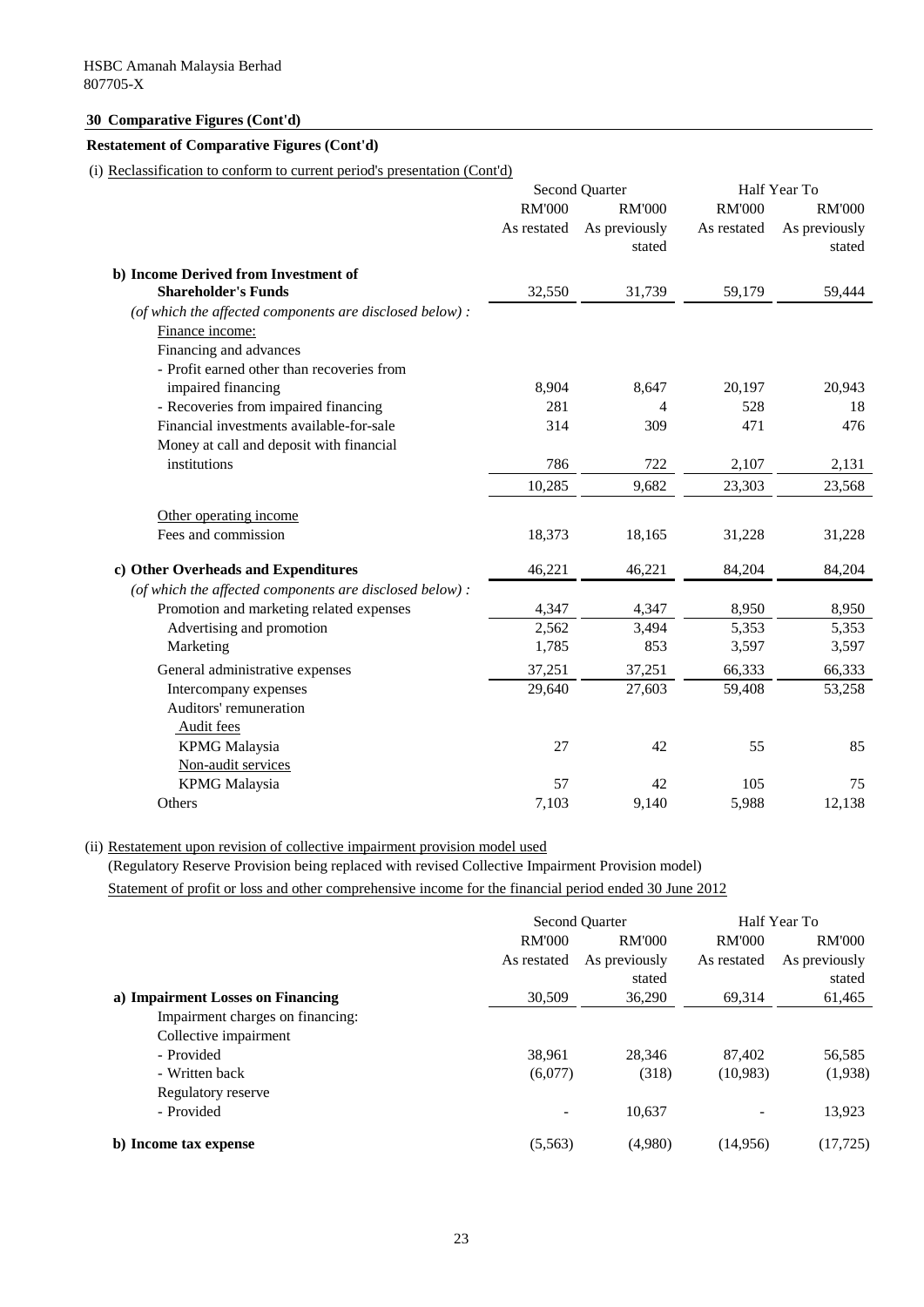HSBC Amanah Malaysia Berhad
807705-X

## 30 Comparative Figures (Cont'd)

### Restatement of Comparative Figures (Cont'd)

(i) Reclassification to conform to current period's presentation (Cont'd)

| | Second Quarter | | Half Year To | |
|---|---|---|---|---|
| | RM'000 | RM'000 | RM'000 | RM'000 |
| | As restated | As previously stated | As restated | As previously stated |
| **b) Income Derived from Investment of Shareholder's Funds** | 32,550 | 31,739 | 59,179 | 59,444 |
| *(of which the affected components are disclosed below) :* | | | | |
| Finance income: | | | | |
| Financing and advances | | | | |
| - Profit earned other than recoveries from impaired financing | 8,904 | 8,647 | 20,197 | 20,943 |
| - Recoveries from impaired financing | 281 | 4 | 528 | 18 |
| Financial investments available-for-sale | 314 | 309 | 471 | 476 |
| Money at call and deposit with financial institutions | 786 | 722 | 2,107 | 2,131 |
| | 10,285 | 9,682 | 23,303 | 23,568 |
| Other operating income | | | | |
| Fees and commission | 18,373 | 18,165 | 31,228 | 31,228 |
| **c) Other Overheads and Expenditures** | 46,221 | 46,221 | 84,204 | 84,204 |
| *(of which the affected components are disclosed below) :* | | | | |
| Promotion and marketing related expenses | 4,347 | 4,347 | 8,950 | 8,950 |
| Advertising and promotion | 2,562 | 3,494 | 5,353 | 5,353 |
| Marketing | 1,785 | 853 | 3,597 | 3,597 |
| General administrative expenses | 37,251 | 37,251 | 66,333 | 66,333 |
| Intercompany expenses | 29,640 | 27,603 | 59,408 | 53,258 |
| Auditors' remuneration | | | | |
| Audit fees | | | | |
| KPMG Malaysia | 27 | 42 | 55 | 85 |
| Non-audit services | | | | |
| KPMG Malaysia | 57 | 42 | 105 | 75 |
| Others | 7,103 | 9,140 | 5,988 | 12,138 |

(ii) Restatement upon revision of collective impairment provision model used

(Regulatory Reserve Provision being replaced with revised Collective Impairment Provision model)

Statement of profit or loss and other comprehensive income for the financial period ended 30 June 2012

| | Second Quarter | | Half Year To | |
|---|---|---|---|---|
| | RM'000 | RM'000 | RM'000 | RM'000 |
| | As restated | As previously stated | As restated | As previously stated |
| **a) Impairment Losses on Financing** | 30,509 | 36,290 | 69,314 | 61,465 |
| Impairment charges on financing: | | | | |
| Collective impairment | | | | |
| - Provided | 38,961 | 28,346 | 87,402 | 56,585 |
| - Written back | (6,077) | (318) | (10,983) | (1,938) |
| Regulatory reserve | | | | |
| - Provided | - | 10,637 | - | 13,923 |
| **b) Income tax expense** | (5,563) | (4,980) | (14,956) | (17,725) |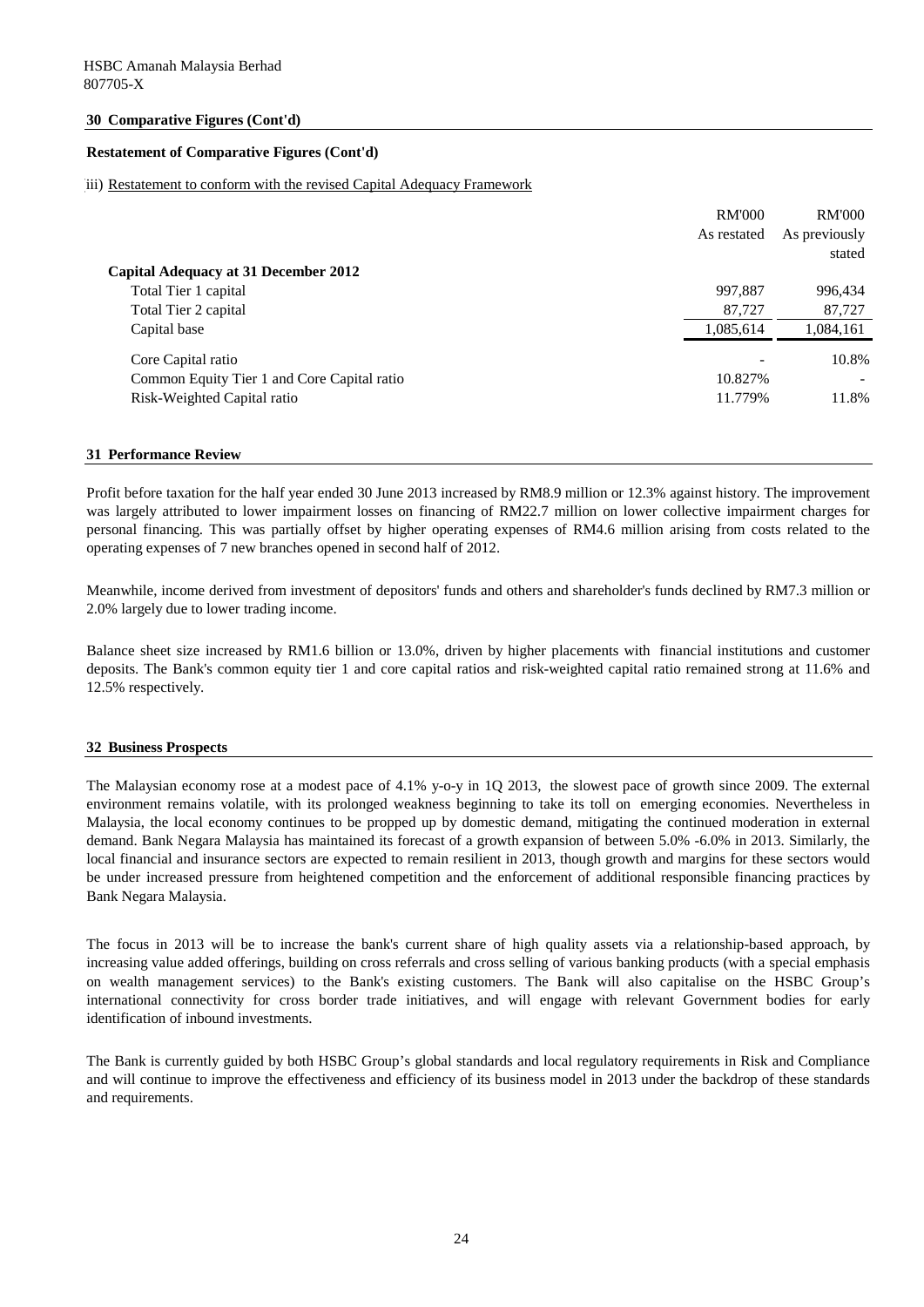HSBC Amanah Malaysia Berhad
807705-X

## 30 Comparative Figures (Cont'd)

### Restatement of Comparative Figures (Cont'd)

iii) Restatement to conform with the revised Capital Adequacy Framework

| | RM'000 As restated | RM'000 As previously stated |
|---|---|---|
| **Capital Adequacy at 31 December 2012** | | |
| Total Tier 1 capital | 997,887 | 996,434 |
| Total Tier 2 capital | 87,727 | 87,727 |
| Capital base | 1,085,614 | 1,084,161 |
| Core Capital ratio | - | 10.8% |
| Common Equity Tier 1 and Core Capital ratio | 10.827% | - |
| Risk-Weighted Capital ratio | 11.779% | 11.8% |

## 31 Performance Review

Profit before taxation for the half year ended 30 June 2013 increased by RM8.9 million or 12.3% against history. The improvement was largely attributed to lower impairment losses on financing of RM22.7 million on lower collective impairment charges for personal financing. This was partially offset by higher operating expenses of RM4.6 million arising from costs related to the operating expenses of 7 new branches opened in second half of 2012.

Meanwhile, income derived from investment of depositors' funds and others and shareholder's funds declined by RM7.3 million or 2.0% largely due to lower trading income.

Balance sheet size increased by RM1.6 billion or 13.0%, driven by higher placements with financial institutions and customer deposits. The Bank's common equity tier 1 and core capital ratios and risk-weighted capital ratio remained strong at 11.6% and 12.5% respectively.

## 32 Business Prospects

The Malaysian economy rose at a modest pace of 4.1% y-o-y in 1Q 2013, the slowest pace of growth since 2009. The external environment remains volatile, with its prolonged weakness beginning to take its toll on emerging economies. Nevertheless in Malaysia, the local economy continues to be propped up by domestic demand, mitigating the continued moderation in external demand. Bank Negara Malaysia has maintained its forecast of a growth expansion of between 5.0% -6.0% in 2013. Similarly, the local financial and insurance sectors are expected to remain resilient in 2013, though growth and margins for these sectors would be under increased pressure from heightened competition and the enforcement of additional responsible financing practices by Bank Negara Malaysia.

The focus in 2013 will be to increase the bank's current share of high quality assets via a relationship-based approach, by increasing value added offerings, building on cross referrals and cross selling of various banking products (with a special emphasis on wealth management services) to the Bank's existing customers. The Bank will also capitalise on the HSBC Group's international connectivity for cross border trade initiatives, and will engage with relevant Government bodies for early identification of inbound investments.

The Bank is currently guided by both HSBC Group's global standards and local regulatory requirements in Risk and Compliance and will continue to improve the effectiveness and efficiency of its business model in 2013 under the backdrop of these standards and requirements.